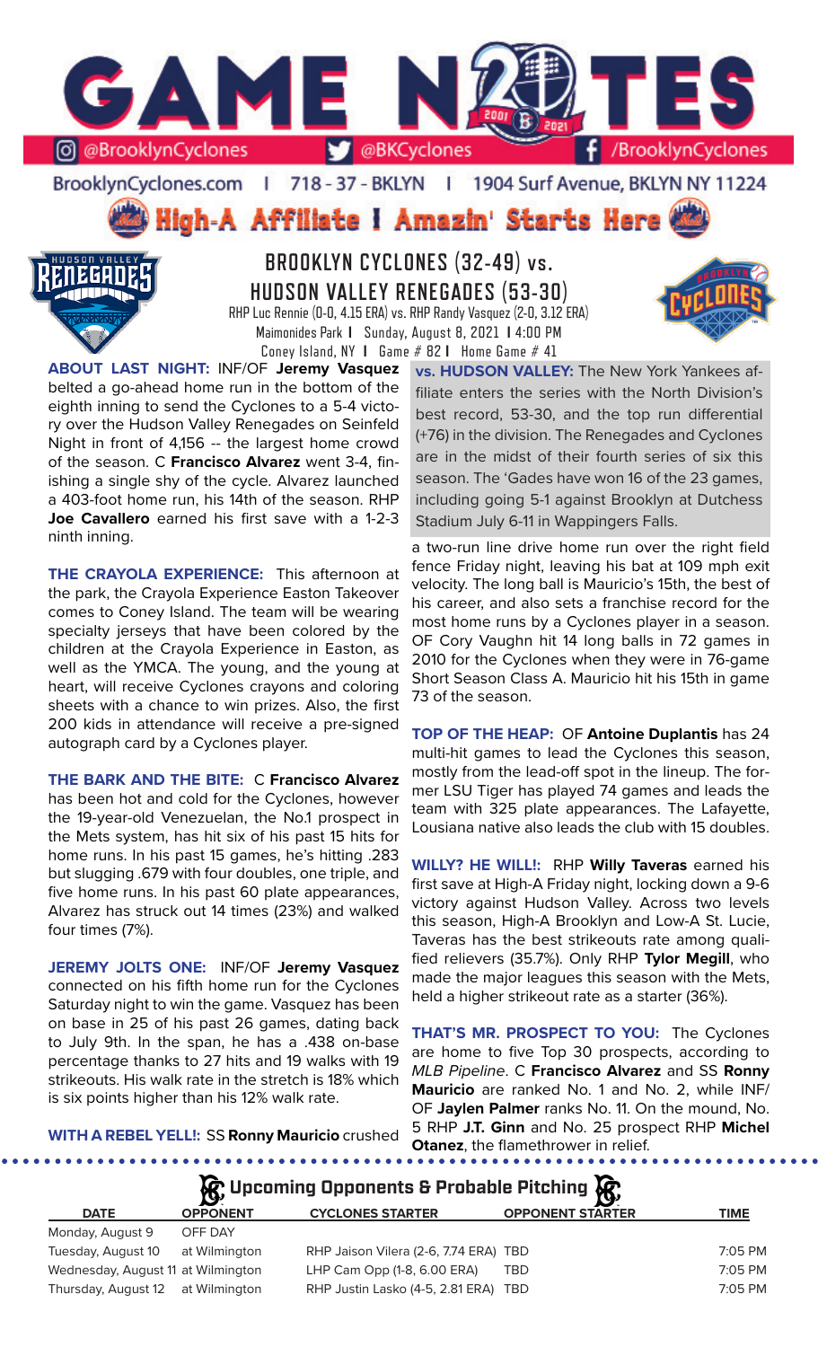# GAME NOTES

@BrooklynCyclones | @BKCyclones | /BrooklynCyclones

BrooklynCyclones.com | 718 - 37 - BKLYN | 1904 Surf Avenue, BKLYN NY 11224

**High-A Affiliate | Amazin' Starts Here**

## BROOKLYN CYCLONES (32-49) vs. HUDSON VALLEY RENEGADES (53-30)

RHP Luc Rennie (0-0, 4.15 ERA) vs. RHP Randy Vasquez (2-0, 3.12 ERA)
Maimonides Park | Sunday, August 8, 2021 | 4:00 PM
Coney Island, NY | Game # 82 | Home Game # 41

**ABOUT LAST NIGHT:** INF/OF **Jeremy Vasquez** belted a go-ahead home run in the bottom of the eighth inning to send the Cyclones to a 5-4 victory over the Hudson Valley Renegades on Seinfeld Night in front of 4,156 -- the largest home crowd of the season. C **Francisco Alvarez** went 3-4, finishing a single shy of the cycle. Alvarez launched a 403-foot home run, his 14th of the season. RHP **Joe Cavallero** earned his first save with a 1-2-3 ninth inning.

**THE CRAYOLA EXPERIENCE:** This afternoon at the park, the Crayola Experience Easton Takeover comes to Coney Island. The team will be wearing specialty jerseys that have been colored by the children at the Crayola Experience in Easton, as well as the YMCA. The young, and the young at heart, will receive Cyclones crayons and coloring sheets with a chance to win prizes. Also, the first 200 kids in attendance will receive a pre-signed autograph card by a Cyclones player.

**THE BARK AND THE BITE:** C **Francisco Alvarez** has been hot and cold for the Cyclones, however the 19-year-old Venezuelan, the No.1 prospect in the Mets system, has hit six of his past 15 hits for home runs. In his past 15 games, he's hitting .283 but slugging .679 with four doubles, one triple, and five home runs. In his past 60 plate appearances, Alvarez has struck out 14 times (23%) and walked four times (7%).

**JEREMY JOLTS ONE:** INF/OF **Jeremy Vasquez** connected on his fifth home run for the Cyclones Saturday night to win the game. Vasquez has been on base in 25 of his past 26 games, dating back to July 9th. In the span, he has a .438 on-base percentage thanks to 27 hits and 19 walks with 19 strikeouts. His walk rate in the stretch is 18% which is six points higher than his 12% walk rate.

**WITH A REBEL YELL!:** SS **Ronny Mauricio** crushed a two-run line drive home run over the right field fence Friday night, leaving his bat at 109 mph exit velocity. The long ball is Mauricio's 15th, the best of his career, and also sets a franchise record for the most home runs by a Cyclones player in a season. OF Cory Vaughn hit 14 long balls in 72 games in 2010 for the Cyclones when they were in 76-game Short Season Class A. Mauricio hit his 15th in game 73 of the season.

**vs. HUDSON VALLEY:** The New York Yankees affiliate enters the series with the North Division's best record, 53-30, and the top run differential (+76) in the division. The Renegades and Cyclones are in the midst of their fourth series of six this season. The 'Gades have won 16 of the 23 games, including going 5-1 against Brooklyn at Dutchess Stadium July 6-11 in Wappingers Falls.

**TOP OF THE HEAP:** OF **Antoine Duplantis** has 24 multi-hit games to lead the Cyclones this season, mostly from the lead-off spot in the lineup. The former LSU Tiger has played 74 games and leads the team with 325 plate appearances. The Lafayette, Lousiana native also leads the club with 15 doubles.

**WILLY? HE WILL!:** RHP **Willy Taveras** earned his first save at High-A Friday night, locking down a 9-6 victory against Hudson Valley. Across two levels this season, High-A Brooklyn and Low-A St. Lucie, Taveras has the best strikeouts rate among qualified relievers (35.7%). Only RHP **Tylor Megill**, who made the major leagues this season with the Mets, held a higher strikeout rate as a starter (36%).

**THAT'S MR. PROSPECT TO YOU:** The Cyclones are home to five Top 30 prospects, according to *MLB Pipeline*. C **Francisco Alvarez** and SS **Ronny Mauricio** are ranked No. 1 and No. 2, while INF/OF **Jaylen Palmer** ranks No. 11. On the mound, No. 5 RHP **J.T. Ginn** and No. 25 prospect RHP **Michel Otanez**, the flamethrower in relief.

## Upcoming Opponents & Probable Pitching

| DATE | OPPONENT | CYCLONES STARTER | OPPONENT STARTER | TIME |
|---|---|---|---|---|
| Monday, August 9 | OFF DAY | | | |
| Tuesday, August 10 | at Wilmington | RHP Jaison Vilera (2-6, 7.74 ERA) | TBD | 7:05 PM |
| Wednesday, August 11 | at Wilmington | LHP Cam Opp (1-8, 6.00 ERA) | TBD | 7:05 PM |
| Thursday, August 12 | at Wilmington | RHP Justin Lasko (4-5, 2.81 ERA) | TBD | 7:05 PM |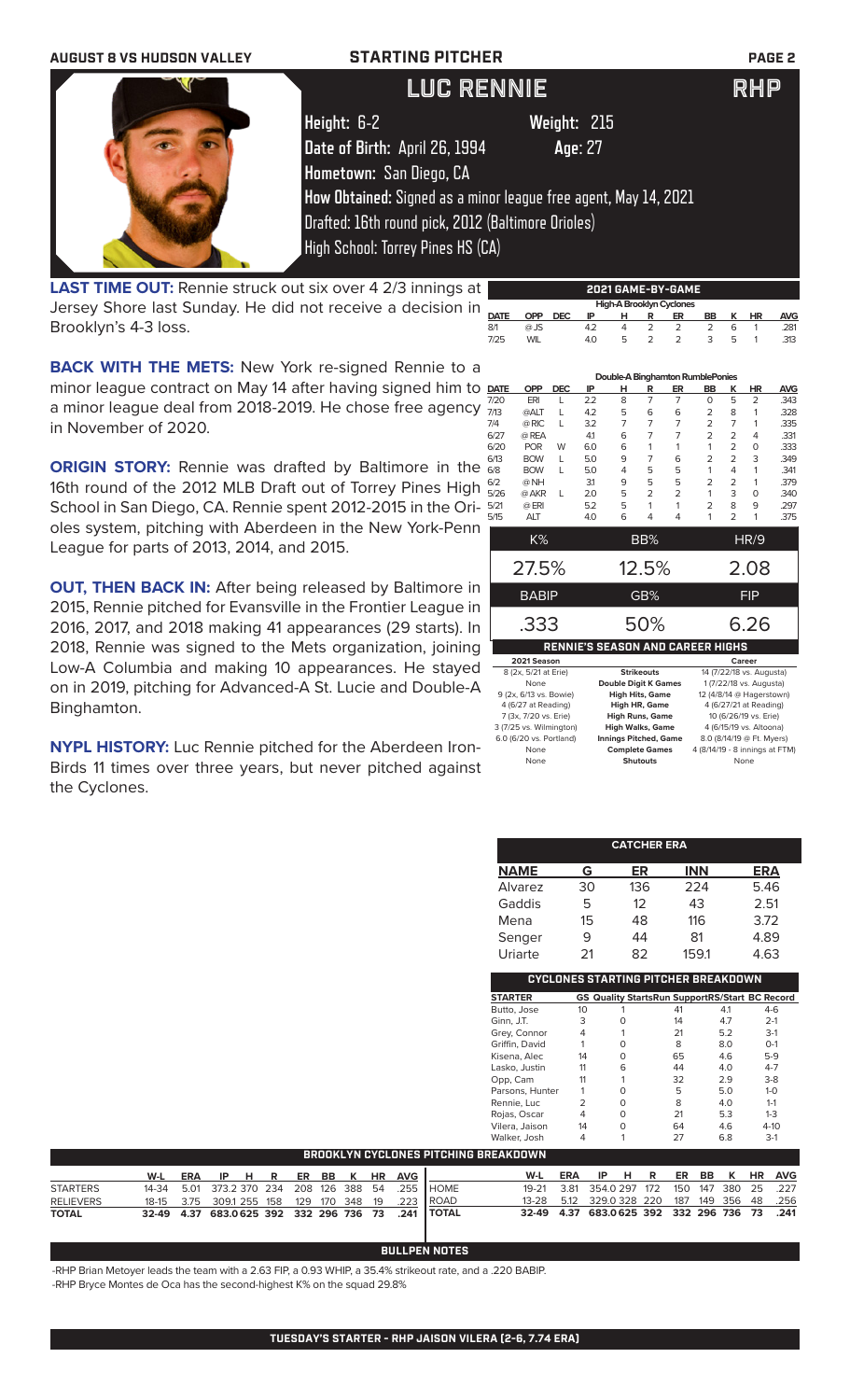AUGUST 8 VS HUDSON VALLEY — STARTING PITCHER

# LUC RENNIE — RHP

**Height:** 6-2 **Weight:** 215
**Date of Birth:** April 26, 1994 **Age:** 27
**Hometown:** San Diego, CA
**How Obtained:** Signed as a minor league free agent, May 14, 2021
Drafted: 16th round pick, 2012 (Baltimore Orioles)
High School: Torrey Pines HS (CA)

**LAST TIME OUT:** Rennie struck out six over 4 2/3 innings at Jersey Shore last Sunday. He did not receive a decision in Brooklyn's 4-3 loss.

**BACK WITH THE METS:** New York re-signed Rennie to a minor league contract on May 14 after having signed him to a minor league deal from 2018-2019. He chose free agency in November of 2020.

**ORIGIN STORY:** Rennie was drafted by Baltimore in the 16th round of the 2012 MLB Draft out of Torrey Pines High School in San Diego, CA. Rennie spent 2012-2015 in the Orioles system, pitching with Aberdeen in the New York-Penn League for parts of 2013, 2014, and 2015.

**OUT, THEN BACK IN:** After being released by Baltimore in 2015, Rennie pitched for Evansville in the Frontier League in 2016, 2017, and 2018 making 41 appearances (29 starts). In 2018, Rennie was signed to the Mets organization, joining Low-A Columbia and making 10 appearances. He stayed on in 2019, pitching for Advanced-A St. Lucie and Double-A Binghamton.

**NYPL HISTORY:** Luc Rennie pitched for the Aberdeen IronBirds 11 times over three years, but never pitched against the Cyclones.

## 2021 GAME-BY-GAME

**High-A Brooklyn Cyclones**

| DATE | OPP | DEC | IP | H | R | ER | BB | K | HR | AVG |
|---|---|---|---|---|---|---|---|---|---|---|
| 8/1 | @ JS | | 4.2 | 4 | 2 | 2 | 2 | 6 | 1 | .281 |
| 7/25 | WIL | | 4.0 | 5 | 2 | 2 | 3 | 5 | 1 | .313 |

**Double-A Binghamton RumblePonies**

| DATE | OPP | DEC | IP | H | R | ER | BB | K | HR | AVG |
|---|---|---|---|---|---|---|---|---|---|---|
| 7/20 | ERI | L | 2.2 | 8 | 7 | 7 | 0 | 5 | 2 | .343 |
| 7/13 | @ALT | L | 4.2 | 5 | 6 | 6 | 2 | 8 | 1 | .328 |
| 7/4 | @ RIC | L | 3.2 | 7 | 7 | 7 | 2 | 7 | 1 | .335 |
| 6/27 | @ REA | | 4.1 | 6 | 7 | 7 | 2 | 2 | 4 | .331 |
| 6/20 | POR | W | 6.0 | 6 | 1 | 1 | 1 | 2 | 0 | .333 |
| 6/13 | BOW | L | 5.0 | 9 | 7 | 6 | 2 | 2 | 3 | .349 |
| 6/8 | BOW | L | 5.0 | 4 | 5 | 5 | 1 | 4 | 1 | .341 |
| 6/2 | @ NH | | 3.1 | 9 | 5 | 5 | 2 | 2 | 1 | .379 |
| 5/26 | @ AKR | L | 2.0 | 5 | 2 | 2 | 1 | 3 | 0 | .340 |
| 5/21 | @ ERI | | 5.2 | 5 | 1 | 1 | 2 | 8 | 9 | .297 |
| 5/15 | ALT | | 4.0 | 6 | 4 | 4 | 1 | 2 | 1 | .375 |

| K% | BB% | HR/9 |
|---|---|---|
| 27.5% | 12.5% | 2.08 |
| **BABIP** | **GB%** | **FIP** |
| .333 | 50% | 6.26 |

## RENNIE'S SEASON AND CAREER HIGHS

| 2021 Season | | Career |
|---|---|---|
| 8 (2x, 5/21 at Erie) | Strikeouts | 14 (7/22/18 vs. Augusta) |
| None | Double Digit K Games | 1 (7/22/18 vs. Augusta) |
| 9 (2x, 6/13 vs. Bowie) | High Hits, Game | 12 (4/8/14 @ Hagerstown) |
| 4 (6/27 at Reading) | High HR, Game | 4 (6/27/21 at Reading) |
| 7 (3x, 7/20 vs. Erie) | High Runs, Game | 10 (6/26/19 vs. Erie) |
| 3 (7/25 vs. Wilmington) | High Walks, Game | 4 (6/15/19 vs. Altoona) |
| 6.0 (6/20 vs. Portland) | Innings Pitched, Game | 8.0 (8/14/19 @ Ft. Myers) |
| None | Complete Games | 4 (8/14/19 - 8 innings at FTM) |
| None | Shutouts | None |

## CATCHER ERA

| NAME | G | ER | INN | ERA |
|---|---|---|---|---|
| Alvarez | 30 | 136 | 224 | 5.46 |
| Gaddis | 5 | 12 | 43 | 2.51 |
| Mena | 15 | 48 | 116 | 3.72 |
| Senger | 9 | 44 | 81 | 4.89 |
| Uriarte | 21 | 82 | 159.1 | 4.63 |

## CYCLONES STARTING PITCHER BREAKDOWN

| STARTER | GS | Quality Starts | Run Support | RS/Start | BC Record |
|---|---|---|---|---|---|
| Butto, Jose | 10 | 1 | 41 | 4.1 | 4-6 |
| Ginn, J.T. | 3 | 0 | 14 | 4.7 | 2-1 |
| Grey, Connor | 4 | 1 | 21 | 5.2 | 3-1 |
| Griffin, David | 1 | 0 | 8 | 8.0 | 0-1 |
| Kisena, Alec | 14 | 0 | 65 | 4.6 | 5-9 |
| Lasko, Justin | 11 | 6 | 44 | 4.0 | 4-7 |
| Opp, Cam | 11 | 1 | 32 | 2.9 | 3-8 |
| Parsons, Hunter | 1 | 0 | 5 | 5.0 | 1-0 |
| Rennie, Luc | 2 | 0 | 8 | 4.0 | 1-1 |
| Rojas, Oscar | 4 | 0 | 21 | 5.3 | 1-3 |
| Vilera, Jaison | 14 | 0 | 64 | 4.6 | 4-10 |
| Walker, Josh | 4 | 1 | 27 | 6.8 | 3-1 |

## BROOKLYN CYCLONES PITCHING BREAKDOWN

| | W-L | ERA | IP | H | R | ER | BB | K | HR | AVG |
|---|---|---|---|---|---|---|---|---|---|---|
| STARTERS | 14-34 | 5.01 | 373.2 | 370 | 234 | 208 | 126 | 388 | 54 | .255 |
| RELIEVERS | 18-15 | 3.75 | 309.1 | 255 | 158 | 129 | 170 | 348 | 19 | .223 |
| TOTAL | 32-49 | 4.37 | 683.0 | 625 | 392 | 332 | 296 | 736 | 73 | .241 |

| | W-L | ERA | IP | H | R | ER | BB | K | HR | AVG |
|---|---|---|---|---|---|---|---|---|---|---|
| HOME | 19-21 | 3.81 | 354.0 | 297 | 172 | 150 | 147 | 380 | 25 | .227 |
| ROAD | 13-28 | 5.12 | 329.0 | 328 | 220 | 187 | 149 | 356 | 48 | .256 |
| TOTAL | 32-49 | 4.37 | 683.0 | 625 | 392 | 332 | 296 | 736 | 73 | .241 |

## BULLPEN NOTES

-RHP Brian Metoyer leads the team with a 2.63 FIP, a 0.93 WHIP, a 35.4% strikeout rate, and a .220 BABIP.
-RHP Bryce Montes de Oca has the second-highest K% on the squad 29.8%

**TUESDAY'S STARTER - RHP JAISON VILERA (2-6, 7.74 ERA)**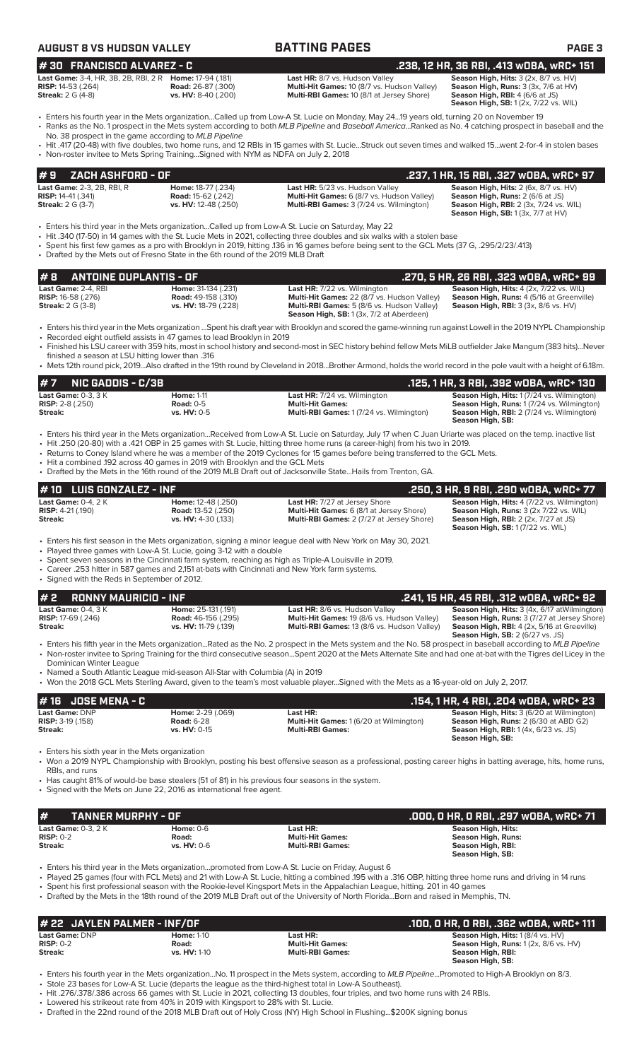## AUGUST 8 VS HUDSON VALLEY — BATTING PAGES

### # 30 FRANCISCO ALVAREZ - C — .238, 12 HR, 36 RBI, .413 wOBA, wRC+ 151

| | | | |
|---|---|---|---|
| **Last Game:** 3-4, HR, 3B, 2B, RBI, 2 R | **Home:** 17-94 (.181) | **Last HR:** 8/7 vs. Hudson Valley | **Season High, Hits:** 3 (2x, 8/7 vs. HV) |
| **RISP:** 14-53 (.264) | **Road:** 26-87 (.300) | **Multi-Hit Games:** 10 (8/7 vs. Hudson Valley) | **Season High, Runs:** 3 (3x, 7/6 at HV) |
| **Streak:** 2 G (4-8) | **vs. HV:** 8-40 (.200) | **Multi-RBI Games:** 10 (8/1 at Jersey Shore) | **Season High, RBI:** 4 (6/6 at JS) |
| | | | **Season High, SB:** 1 (2x, 7/22 vs. WIL) |

- Enters his fourth year in the Mets organization...Called up from Low-A St. Lucie on Monday, May 24...19 years old, turning 20 on November 19
- Ranks as the No. 1 prospect in the Mets system according to both *MLB Pipeline* and *Baseball America*...Ranked as No. 4 catching prospect in baseball and the No. 38 prospect in the game according to *MLB Pipeline*
- Hit .417 (20-48) with five doubles, two home runs, and 12 RBIs in 15 games with St. Lucie...Struck out seven times and walked 15...went 2-for-4 in stolen bases
- Non-roster invitee to Mets Spring Training...Signed with NYM as NDFA on July 2, 2018

### # 9 ZACH ASHFORD - OF — .237, 1 HR, 15 RBI, .327 wOBA, wRC+ 97

| | | | |
|---|---|---|---|
| **Last Game:** 2-3, 2B, RBI, R | **Home:** 18-77 (.234) | **Last HR:** 5/23 vs. Hudson Valley | **Season High, Hits:** 2 (6x, 8/7 vs. HV) |
| **RISP:** 14-41 (.341) | **Road:** 15-62 (.242) | **Multi-Hit Games:** 6 (8/7 vs. Hudson Valley) | **Season High, Runs:** 2 (6/6 at JS) |
| **Streak:** 2 G (3-7) | **vs. HV:** 12-48 (.250) | **Multi-RBI Games:** 3 (7/24 vs. Wilmington) | **Season High, RBI:** 2 (3x, 7/24 vs. WIL) |
| | | | **Season High, SB:** 1 (3x, 7/7 at HV) |

- Enters his third year in the Mets organization...Called up from Low-A St. Lucie on Saturday, May 22
- Hit .340 (17-50) in 14 games with the St. Lucie Mets in 2021, collecting three doubles and six walks with a stolen base
- Spent his first few games as a pro with Brooklyn in 2019, hitting .136 in 16 games before being sent to the GCL Mets (37 G, .295/2/23/.413)
- Drafted by the Mets out of Fresno State in the 6th round of the 2019 MLB Draft

### # 8 ANTOINE DUPLANTIS - OF — .270, 5 HR, 26 RBI, .323 wOBA, wRC+ 99

| | | | |
|---|---|---|---|
| **Last Game:** 2-4, RBI | **Home:** 31-134 (.231) | **Last HR:** 7/22 vs. Wilmington | **Season High, Hits:** 4 (2x, 7/22 vs. WIL) |
| **RISP:** 16-58 (.276) | **Road:** 49-158 (.310) | **Multi-Hit Games:** 22 (8/7 vs. Hudson Valley) | **Season High, Runs:** 4 (5/16 at Greenville) |
| **Streak:** 2 G (3-8) | **vs. HV:** 18-79 (.228) | **Multi-RBI Games:** 5 (8/6 vs. Hudson Valley) | **Season High, RBI:** 3 (3x, 8/6 vs. HV) |
| | | **Season High, SB:** 1 (3x, 7/2 at Aberdeen) | |

- Enters his third year in the Mets organization ...Spent his draft year with Brooklyn and scored the game-winning run against Lowell in the 2019 NYPL Championship
- Recorded eight outfield assists in 47 games to lead Brooklyn in 2019
- Finished his LSU career with 359 hits, most in school history and second-most in SEC history behind fellow Mets MiLB outfielder Jake Mangum (383 hits)...Never finished a season at LSU hitting lower than .316
- Mets 12th round pick, 2019...Also drafted in the 19th round by Cleveland in 2018...Brother Armond, holds the world record in the pole vault with a height of 6.18m.

### # 7 NIC GADDIS - C/3B — .125, 1 HR, 3 RBI, .392 wOBA, wRC+ 130

| | | | |
|---|---|---|---|
| **Last Game:** 0-3, 3 K | **Home:** 1-11 | **Last HR:** 7/24 vs. Wilmington | **Season High, Hits:** 1 (7/24 vs. Wilmington) |
| **RISP:** 2-8 (.250) | **Road:** 0-5 | **Multi-Hit Games:** | **Season High, Runs:** 1 (7/24 vs. Wilmington) |
| **Streak:** | **vs. HV:** 0-5 | **Multi-RBI Games:** 1 (7/24 vs. Wilmington) | **Season High, RBI:** 2 (7/24 vs. Wilmington) |
| | | | **Season High, SB:** |

- Enters his third year in the Mets organization...Received from Low-A St. Lucie on Saturday, July 17 when C Juan Uriarte was placed on the temp. inactive list
- Hit .250 (20-80) with a .421 OBP in 25 games with St. Lucie, hitting three home runs (a career-high) from his two in 2019.
- Returns to Coney Island where he was a member of the 2019 Cyclones for 15 games before being transferred to the GCL Mets.
- Hit a combined .192 across 40 games in 2019 with Brooklyn and the GCL Mets
- Drafted by the Mets in the 16th round of the 2019 MLB Draft out of Jacksonville State...Hails from Trenton, GA.

### # 10 LUIS GONZALEZ - INF — .250, 3 HR, 9 RBI, .290 wOBA, wRC+ 77

| | | | |
|---|---|---|---|
| **Last Game:** 0-4, 2 K | **Home:** 12-48 (.250) | **Last HR:** 7/27 at Jersey Shore | **Season High, Hits:** 4 (7/22 vs. Wilmington) |
| **RISP:** 4-21 (.190) | **Road:** 13-52 (.250) | **Multi-Hit Games:** 6 (8/1 at Jersey Shore) | **Season High, Runs:** 3 (2x 7/22 vs. WIL) |
| **Streak:** | **vs. HV:** 4-30 (.133) | **Multi-RBI Games:** 2 (7/27 at Jersey Shore) | **Season High, RBI:** 2 (2x, 7/27 at JS) |
| | | | **Season High, SB:** 1 (7/22 vs. WIL) |

- Enters his first season in the Mets organization, signing a minor league deal with New York on May 30, 2021.
- Played three games with Low-A St. Lucie, going 3-12 with a double
- Spent seven seasons in the Cincinnati farm system, reaching as high as Triple-A Louisville in 2019.
- Career .253 hitter in 587 games and 2,151 at-bats with Cincinnati and New York farm systems.
- Signed with the Reds in September of 2012.

### # 2 RONNY MAURICIO - INF — .241, 15 HR, 45 RBI, .312 wOBA, wRC+ 92

| | | | |
|---|---|---|---|
| **Last Game:** 0-4, 3 K | **Home:** 25-131 (.191) | **Last HR:** 8/6 vs. Hudson Valley | **Season High, Hits:** 3 (4x, 6/17 atWilmington) |
| **RISP:** 17-69 (.246) | **Road:** 46-156 (.295) | **Multi-Hit Games:** 19 (8/6 vs. Hudson Valley) | **Season High, Runs:** 3 (7/27 at Jersey Shore) |
| **Streak:** | **vs. HV:** 11-79 (.139) | **Multi-RBI Games:** 13 (8/6 vs. Hudson Valley) | **Season High, RBI:** 4 (2x, 5/16 at Greeville) |
| | | | **Season High, SB:** 2 (6/27 vs. JS) |

- Enters his fifth year in the Mets organization...Rated as the No. 2 prospect in the Mets system and the No. 58 prospect in baseball according to *MLB Pipeline*
- Non-roster invitee to Spring Training for the third consecutive season...Spent 2020 at the Mets Alternate Site and had one at-bat with the Tigres del Licey in the Dominican Winter League
- Named a South Atlantic League mid-season All-Star with Columbia (A) in 2019
- Won the 2018 GCL Mets Sterling Award, given to the team's most valuable player...Signed with the Mets as a 16-year-old on July 2, 2017.

### # 16 JOSE MENA - C — .154, 1 HR, 4 RBI, .204 wOBA, wRC+ 23

| | | | |
|---|---|---|---|
| **Last Game:** DNP | **Home:** 2-29 (.069) | **Last HR:** | **Season High, Hits:** 3 (6/20 at Wilmington) |
| **RISP:** 3-19 (.158) | **Road:** 6-28 | **Multi-Hit Games:** 1 (6/20 at Wilmington) | **Season High, Runs:** 2 (6/30 at ABD G2) |
| **Streak:** | **vs. HV:** 0-15 | **Multi-RBI Games:** | **Season High, RBI:** 1 (4x, 6/23 vs. JS) |
| | | | **Season High, SB:** |

- Enters his sixth year in the Mets organization
- Won a 2019 NYPL Championship with Brooklyn, posting his best offensive season as a professional, posting career highs in batting average, hits, home runs, RBIs, and runs
- Has caught 81% of would-be base stealers (51 of 81) in his previous four seasons in the system.
- Signed with the Mets on June 22, 2016 as international free agent.

### # TANNER MURPHY - OF — .000, 0 HR, 0 RBI, .297 wOBA, wRC+ 71

| | | | |
|---|---|---|---|
| **Last Game:** 0-3, 2 K | **Home:** 0-6 | **Last HR:** | **Season High, Hits:** |
| **RISP:** 0-2 | **Road:** | **Multi-Hit Games:** | **Season High, Runs:** |
| **Streak:** | **vs. HV:** 0-6 | **Multi-RBI Games:** | **Season High, RBI:** |
| | | | **Season High, SB:** |

- Enters his third year in the Mets organization...promoted from Low-A St. Lucie on Friday, August 6
- Played 25 games (four with FCL Mets) and 21 with Low-A St. Lucie, hitting a combined .195 with a .316 OBP, hitting three home runs and driving in 14 runs
- Spent his first professional season with the Rookie-level Kingsport Mets in the Appalachian League, hitting .201 in 40 games
- Drafted by the Mets in the 18th round of the 2019 MLB Draft out of the University of North Florida...Born and raised in Memphis, TN.

### # 22 JAYLEN PALMER - INF/OF — .100, 0 HR, 0 RBI, .362 wOBA, wRC+ 111

| | | | |
|---|---|---|---|
| **Last Game:** DNP | **Home:** 1-10 | **Last HR:** | **Season High, Hits:** 1 (8/4 vs. HV) |
| **RISP:** 0-2 | **Road:** | **Multi-Hit Games:** | **Season High, Runs:** 1 (2x, 8/6 vs. HV) |
| **Streak:** | **vs. HV:** 1-10 | **Multi-RBI Games:** | **Season High, RBI:** |
| | | | **Season High, SB:** |

- Enters his fourth year in the Mets organization...No. 11 prospect in the Mets system, according to *MLB Pipeline*...Promoted to High-A Brooklyn on 8/3.
- Stole 23 bases for Low-A St. Lucie (departs the league as the third-highest total in Low-A Southeast).
- Hit .276/.378/.386 across 66 games with St. Lucie in 2021, collecting 13 doubles, four triples, and two home runs with 24 RBIs.
- Lowered his strikeout rate from 40% in 2019 with Kingsport to 28% with St. Lucie.
- Drafted in the 22nd round of the 2018 MLB Draft out of Holy Cross (NY) High School in Flushing...$200K signing bonus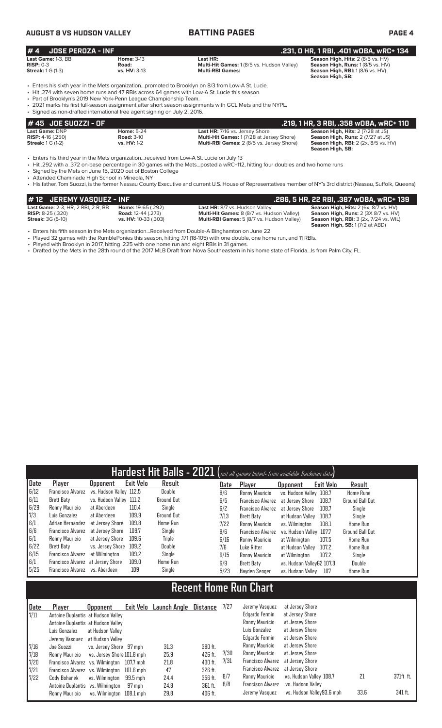## # 4 JOSE PEROZA - INF — .231, 0 HR, 1 RBI, .401 wOBA, wRC+ 134

| | | | |
|---|---|---|---|
| **Last Game:** 1-3, BB | **Home:** 3-13 | **Last HR:** | **Season High, Hits:** 2 (8/5 vs. HV) |
| **RISP:** 0-3 | **Road:** | **Multi-Hit Games:** 1 (8/5 vs. Hudson Valley) | **Season High, Runs:** 1 (8/5 vs. HV) |
| **Streak:** 1 G (1-3) | **vs. HV:** 3-13 | **Multi-RBI Games:** | **Season High, RBI:** 1 (8/6 vs. HV) |
| | | | **Season High, SB:** |

- Enters his sixth year in the Mets organization...promoted to Brooklyn on 8/3 from Low-A St. Lucie.
- Hit .274 with seven home runs and 47 RBIs across 64 games with Low-A St. Lucie this season.
- Part of Brooklyn's 2019 New York-Penn League Championship Team.
- 2021 marks his first full-season assignment after short season assignments with GCL Mets and the NYPL.
- Signed as non-drafted international free agent signing on July 2, 2016.

## # 45 JOE SUOZZI - OF — .219, 1 HR, 3 RBI, .358 wOBA, wRC+ 110

| | | | |
|---|---|---|---|
| **Last Game:** DNP | **Home:** 5-24 | **Last HR:** 7/16 vs. Jersey Shore | **Season High, Hits:** 2 (7/28 at JS) |
| **RISP:** 4-16 (.250) | **Road:** 3-10 | **Multi-Hit Games:** 1 (7/28 at Jersey Shore) | **Season High, Runs:** 2 (7/27 at JS) |
| **Streak:** 1 G (1-2) | **vs. HV:** 1-2 | **Multi-RBI Games:** 2 (8/5 vs. Jersey Shore) | **Season High, RBI:** 2 (2x, 8/5 vs. HV) |
| | | | **Season High, SB:** |

- Enters his third year in the Mets organization...received from Low-A St. Lucie on July 13
- Hit .292 with a .372 on-base percentage in 30 games with the Mets...posted a wRC+112, hitting four doubles and two home runs
- Signed by the Mets on June 15, 2020 out of Boston College
- Attended Chaminade High School in Mineola, NY
- His father, Tom Suozzi, is the former Nassau County Executive and current U.S. House of Representatives member of NY's 3rd district (Nassau, Suffolk, Queens)

## # 12 JEREMY VASQUEZ - INF — .286, 5 HR, 22 RBI, .387 wOBA, wRC+ 139

| | | | |
|---|---|---|---|
| **Last Game:** 2-3, HR, 2 RBI, 2 R, BB | **Home:** 19-65 (.292) | **Last HR:** 8/7 vs. Hudson Valley | **Season High, Hits:** 2 (6x, 8/7 vs. HV) |
| **RISP:** 8-25 (.320) | **Road:** 12-44 (.273) | **Multi-Hit Games:** 8 (8/7 vs. Hudson Valley) | **Season High, Runs:** 2 (3X 8/7 vs. HV) |
| **Streak:** 3G (5-10) | **vs. HV:** 10-33 (.303) | **Multi-RBI Games:** 5 (8/7 vs. Hudson Valley) | **Season High, RBI:** 3 (2x, 7/24 vs. WIL) |
| | | | **Season High, SB:** 1 (7/2 at ABD) |

- Enters his fifth season in the Mets organization...Received from Double-A Binghamton on June 22
- Played 32 games with the RumblePonies this season, hitting .171 (18-105) with one double, one home run, and 11 RBIs.
- Played with Brooklyn in 2017, hitting .225 with one home run and eight RBIs in 31 games.
- Drafted by the Mets in the 28th round of the 2017 MLB Draft from Nova Southeastern in his home state of Florida...Is from Palm City, FL.

## Hardest Hit Balls - 2021 (not all games listed- from available Trackman data)

| Date | Player | Opponent | Exit Velo | Result |
|---|---|---|---|---|
| 6/12 | Francisco Alvarez | vs. Hudson Valley | 112.5 | Double |
| 6/11 | Brett Baty | vs. Hudson Valley | 111.2 | Ground Out |
| 6/29 | Ronny Mauricio | at Aberdeen | 110.4 | Single |
| 7/3 | Luis Gonzalez | at Aberdeen | 109.9 | Ground Out |
| 6/1 | Adrian Hernandez | at Jersey Shore | 109.8 | Home Run |
| 6/6 | Francisco Alvarez | at Jersey Shore | 109.7 | Single |
| 6/1 | Ronny Mauricio | at Jersey Shore | 109.6 | Triple |
| 6/22 | Brett Baty | vs. Jersey Shore | 109.2 | Double |
| 6/15 | Francisco Alvarez | at Wilmington | 109.2 | Single |
| 6/1 | Francisco Alvarez | at Jersey Shore | 109.0 | Home Run |
| 5/25 | Francisco Alvarez | vs. Aberdeen | 109 | Single |
| 8/6 | Ronny Mauricio | vs. Hudson Valley | 108.7 | Home Rune |
| 6/5 | Francisco Alvarez | at Jersey Shore | 108.7 | Ground Ball Out |
| 6/2 | Francisco Alvarez | at Jersey Shore | 108.7 | Single |
| 7/13 | Brett Baty | at Hudson Valley | 108.7 | Single |
| 7/22 | Ronny Mauricio | vs. Wilmington | 108.1 | Home Run |
| 8/6 | Francisco Alvarez | vs. Hudson Valley | 107.7 | Ground Ball Out |
| 6/16 | Ronny Mauricio | at Wilmington | 107.5 | Home Run |
| 7/6 | Luke Ritter | at Hudson Valley | 107.2 | Home Run |
| 6/15 | Ronny Mauricio | at Wilmington | 107.2 | Single |
| 6/9 | Brett Baty | vs. Hudson Valley G2 | 107.3 | Double |
| 5/23 | Hayden Senger | vs. Hudson Valley | 107 | Home Run |

## Recent Home Run Chart

| Date | Player | Opponent | Exit Velo | Launch Angle | Distance |
|---|---|---|---|---|---|
| 7/11 | Antoine Duplantis | at Hudson Valley | | | |
| | Antoine Duplantis | at Hudson Valley | | | |
| | Luis Gonzalez | at Hudson Valley | | | |
| | Jeremy Vasquez | at Hudson Valley | | | |
| 7/16 | Joe Suozzi | vs. Jersey Shore | 97 mph | 31.3 | 380 ft. |
| 7/18 | Ronny Mauricio | vs. Jersey Shore | 101.8 mph | 25.9 | 426 ft. |
| 7/20 | Francisco Alvarez | vs. Wilmington | 107.7 mph | 21.8 | 430 ft. |
| 7/21 | Francisco Alvarez | vs. Wilmington | 101.6 mph | 47 | 326 ft. |
| 7/22 | Cody Bohanek | vs. Wilmington | 99.5 mph | 24.4 | 356 ft. |
| | Antoine Duplantis | vs. Wilmington | 97 mph | 24.8 | 361 ft. |
| | Ronny Mauricio | vs. Wilmington | 108.1 mph | 29.8 | 406 ft. |
| 7/27 | Jeremy Vasquez | at Jersey Shore | | | |
| | Edgardo Fermin | at Jersey Shore | | | |
| | Ronny Mauricio | at Jersey Shore | | | |
| | Luis Gonzalez | at Jersey Shore | | | |
| | Edgardo Fermin | at Jersey Shore | | | |
| | Ronny Mauricio | at Jersey Shore | | | |
| 7/30 | Ronny Mauricio | at Jersey Shore | | | |
| 7/31 | Francisco Alvarez | at Jersey Shore | | | |
| | Francisco Alvarez | at Jersey Shore | | | |
| 8/7 | Ronny Mauricio | vs. Hudson Valley | 108.7 | 21 | 371ft ft. |
| 8/8 | Francisco Alvarez | vs. Hudson Valley | | | |
| | Jeremy Vasquez | vs. Hudson Valley | 93.6 mph | 33.6 | 341 ft. |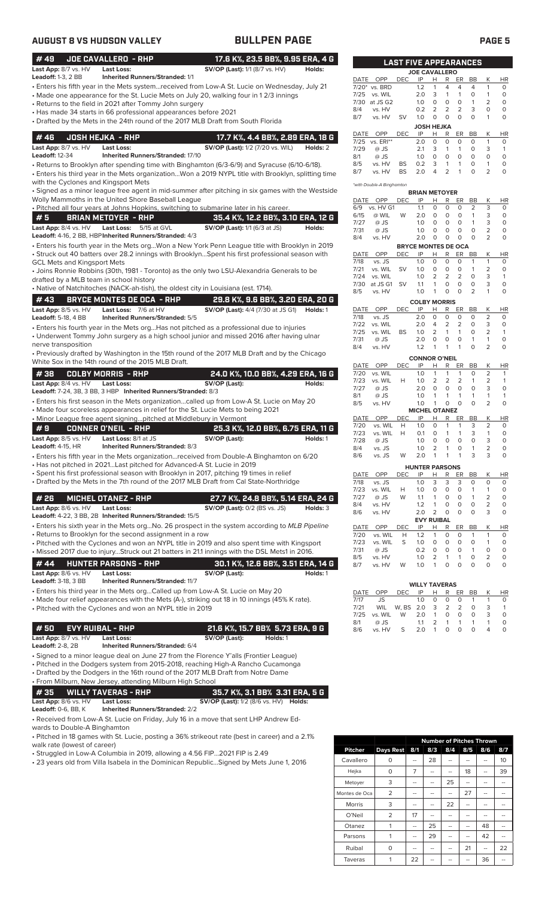## AUGUST 8 VS HUDSON VALLEY — BULLPEN PAGE

### #49 JOE CAVALLERO - RHP — 17.6 K%, 23.5 BB%, 9.95 ERA, 4 G

**Last App:** 8/7 vs. HV **Last Loss:** **SV/OP (Last):** 1/1 (8/7 vs. HV) **Holds:**
**Leadoff:** 1-3, 2 BB **Inherited Runners/Stranded:** 1/1

- Enters his fifth year in the Mets system...received from Low-A St. Lucie on Wednesday, July 21
- Made one appearance for the St. Lucie Mets on July 20, walking four in 1 2/3 innings
- Returns to the field in 2021 after Tommy John surgery
- Has made 34 starts in 66 professional appearances before 2021
- Drafted by the Mets in the 24th round of the 2017 MLB Draft from South Florida

### #46 JOSH HEJKA - RHP — 17.7 K%, 4.4 BB%, 2.89 ERA, 18 G

**Last App:** 8/7 vs. HV **Last Loss:** **SV/OP (Last):** 1/2 (7/20 vs. WIL) **Holds:** 2
**Leadoff:** 12-34 **Inherited Runners/Stranded:** 17/10

- Returns to Brooklyn after spending time with Binghamton (6/3-6/9) and Syracuse (6/10-6/18).
- Enters his third year in the Mets organization...Won a 2019 NYPL title with Brooklyn, splitting time with the Cyclones and Kingsport Mets
- Signed as a minor league free agent in mid-summer after pitching in six games with the Westside Wolly Mammoths in the United Shore Baseball League
- Pitched all four years at Johns Hopkins, switching to submarine later in his career.

### #5 BRIAN METOYER - RHP — 35.4 K%, 12.2 BB%, 3.10 ERA, 12 G

**Last App:** 8/4 vs. HV **Last Loss:** 5/15 at GVL **SV/OP (Last):** 1/1 (6/3 at JS) **Holds:**
**Leadoff:** 4-16, 2 BB, HBP **Inherited Runners/Stranded:** 4/3

- Enters his fourth year in the Mets org...Won a New York Penn League title with Brooklyn in 2019
- Struck out 40 batters over 28.2 innings with Brooklyn...Spent his first professional season with GCL Mets and Kingsport Mets
- Joins Ronnie Robbins (30th, 1981 - Toronto) as the only two LSU-Alexandria Generals to be drafted by a MLB team in school history
- Native of Natchitoches (NACK-ah-tish), the oldest city in Louisiana (est. 1714).

### #43 BRYCE MONTES DE OCA - RHP — 29.8 K%, 9.6 BB%, 3.20 ERA, 20 G

**Last App:** 8/5 vs. HV **Last Loss:** 7/6 at HV **SV/OP (Last):** 4/4 (7/30 at JS G1) **Holds:** 1
**Leadoff:** 5-18, 4 BB **Inherited Runners/Stranded:** 5/5

- Enters his fourth year in the Mets org...Has not pitched as a professional due to injuries
- Underwent Tommy John surgery as a high school junior and missed 2016 after having ulnar nerve transposition
- Previously drafted by Washington in the 15th round of the 2017 MLB Draft and by the Chicago White Sox in the 14th round of the 2015 MLB Draft.

### #38 COLBY MORRIS - RHP — 24.0 K%, 10.0 BB%, 4.29 ERA, 16 G

**Last App:** 8/4 vs. HV **Last Loss:** **SV/OP (Last):** **Holds:**
**Leadoff:** 7-24, 3B, 3 HBP **Inherited Runners/Stranded:** 8/3

- Enters his first season in the Mets organization...called up from Low-A St. Lucie on May 20
- Made four scoreless appearances in relief for the St. Lucie Mets prior to being 2021
- Minor League free agent signing...pitched at Middlebury in Vermont

### #9 CONNER O'NEIL - RHP — 25.3 K%, 12.0 BB%, 6.75 ERA, 11 G

**Last App:** 8/5 vs. HV **Last Loss:** 8/1 at JS **SV/OP (Last):** **Holds:** 1
**Leadoff:** 4-15, HR **Inherited Runners/Stranded:** 8/3

- Enters his fifth year in the Mets organization...received from Double-A Binghamton on 6/20
- Has not pitched in 2021...Last pitched for Advanced-A St. Lucie in 2019
- Spent his first professional season with Brooklyn in 2017, pitching 19 times in relief
- Drafted by the Mets in the 7th round of the 2017 MLB Draft from Cal State-Northridge

### #26 MICHEL OTANEZ - RHP — 27.7 K%, 24.8 BB%, 5.14 ERA, 24 G

**Last App:** 8/6 vs. HV **Last Loss:** **SV/OP (Last):** 0/2 (BS vs. JS) **Holds:** 3
**Leadoff:** 4-22, 3 BB, 2B **Inherited Runners/Stranded:** 15/5

- Enters his sixth year in the Mets org...No. 26 prospect in the system according to *MLB Pipeline*
- Returns to Brooklyn for the second assignment in a row
- Pitched with the Cyclones and won an NYPL title in 2019 and also spent time with Kingsport
- Missed 2017 due to injury...Struck out 21 batters in 21.1 innings with the DSL Mets1 in 2016.

### #44 HUNTER PARSONS - RHP — 30.1 K%, 12.6 BB%, 3.51 ERA, 14 G

**Last App:** 8/6 vs. HV **Last Loss:** **SV/OP (Last):** **Holds:** 1
**Leadoff:** 3-18, 3 BB **Inherited Runners/Stranded:** 11/7

- Enters his third year in the Mets org...Called up from Low-A St. Lucie on May 20
- Made four relief appearances with the Mets (A-), striking out 18 in 10 innings (45% K rate).
- Pitched with the Cyclones and won an NYPL title in 2019

### #50 EVY RUIBAL - RHP — 21.6 K%, 15.7 BB% 5.73 ERA, 9 G

**Last App:** 8/7 vs. HV **Last Loss:** **SV/OP (Last):** **Holds:** 1
**Leadoff:** 2-8, 2B **Inherited Runners/Stranded:** 6/4

- Signed to a minor league deal on June 27 from the Florence Y'alls (Frontier League)
- Pitched in the Dodgers system from 2015-2018, reaching High-A Rancho Cucamonga
- Drafted by the Dodgers in the 16th round of the 2017 MLB Draft from Notre Dame
- From Milburn, New Jersey, attending Milburn High School

### #35 WILLY TAVERAS - RHP — 35.7 K%, 3.1 BB%, 3.31 ERA, 5 G

**Last App:** 8/6 vs. HV **Last Loss:** **SV/OP (Last):** 1/2 (8/6 vs. HV) **Holds:**
**Leadoff:** 0-6, BB, K **Inherited Runners/Stranded:** 2/2

- Received from Low-A St. Lucie on Friday, July 16 in a move that sent LHP Andrew Edwards to Double-A Binghamton
- Pitched in 18 games with St. Lucie, posting a 36% strikeout rate (best in career) and a 2.1% walk rate (lowest of career)
- Struggled in Low-A Columbia in 2019, allowing a 4.56 FIP...2021 FIP is 2.49
- 23 years old from Villa Isabela in the Dominican Republic...Signed by Mets June 1, 2016

## LAST FIVE APPEARANCES

**JOE CAVALLERO**

| DATE | OPP | DEC | IP | H | R | ER | BB | K | HR |
|---|---|---|---|---|---|---|---|---|---|
| 7/20* | vs. BRD | | 1.2 | 1 | 4 | 4 | 4 | 1 | 0 |
| 7/25 | vs. WIL | | 2.0 | 3 | 1 | 1 | 0 | 1 | 0 |
| 7/30 | at JS G2 | | 1.0 | 0 | 0 | 0 | 1 | 2 | 0 |
| 8/4 | vs. HV | | 0.2 | 2 | 2 | 2 | 3 | 0 | 0 |
| 8/7 | vs. HV | SV | 1.0 | 0 | 0 | 0 | 0 | 1 | 0 |

**JOSH HEJKA**

| DATE | OPP | DEC | IP | H | R | ER | BB | K | HR |
|---|---|---|---|---|---|---|---|---|---|
| 7/25 | vs. ERI** | | 2.0 | 0 | 0 | 0 | 0 | 1 | 0 |
| 7/29 | @ JS | | 2.1 | 3 | 1 | 1 | 0 | 3 | 1 |
| 8/1 | @ JS | | 1.0 | 0 | 0 | 0 | 0 | 0 | 0 |
| 8/5 | vs. HV | BS | 0.2 | 3 | 1 | 1 | 0 | 1 | 0 |
| 8/7 | vs. HV | BS | 2.0 | 4 | 2 | 1 | 0 | 2 | 0 |

*with Double-A Binghamton

**BRIAN METOYER**

| DATE | OPP | DEC | IP | H | R | ER | BB | K | HR |
|---|---|---|---|---|---|---|---|---|---|
| 6/9 | vs. HV G1 | | 1.1 | 0 | 0 | 0 | 2 | 3 | 0 |
| 6/15 | @ WIL | W | 2.0 | 0 | 0 | 0 | 1 | 3 | 0 |
| 7/27 | @ JS | | 1.0 | 0 | 0 | 0 | 1 | 3 | 0 |
| 7/31 | @ JS | | 1.0 | 0 | 0 | 0 | 0 | 2 | 0 |
| 8/4 | vs. HV | | 2.0 | 0 | 0 | 0 | 0 | 2 | 0 |

**BRYCE MONTES DE OCA**

| DATE | OPP | DEC | IP | H | R | ER | BB | K | HR |
|---|---|---|---|---|---|---|---|---|---|
| 7/18 | vs. JS | | 1.0 | 0 | 0 | 0 | 1 | 1 | 0 |
| 7/21 | vs. WIL | SV | 1.0 | 0 | 0 | 0 | 1 | 2 | 0 |
| 7/24 | vs. WIL | | 1.0 | 2 | 2 | 2 | 0 | 3 | 1 |
| 7/30 | at JS G1 | SV | 1.1 | 1 | 0 | 0 | 0 | 3 | 0 |
| 8/5 | vs. HV | | 1.0 | 1 | 0 | 0 | 2 | 1 | 0 |

**COLBY MORRIS**

| DATE | OPP | DEC | IP | H | R | ER | BB | K | HR |
|---|---|---|---|---|---|---|---|---|---|
| 7/18 | vs. JS | | 2.0 | 0 | 0 | 0 | 0 | 2 | 0 |
| 7/22 | vs. WIL | | 2.0 | 4 | 2 | 2 | 0 | 3 | 0 |
| 7/25 | vs. WIL | BS | 1.0 | 2 | 1 | 1 | 0 | 2 | 1 |
| 7/31 | @ JS | | 2.0 | 0 | 0 | 0 | 1 | 1 | 0 |
| 8/4 | vs. HV | | 1.2 | 1 | 1 | 1 | 0 | 2 | 0 |

**CONNOR O'NEIL**

| DATE | OPP | DEC | IP | H | R | ER | BB | K | HR |
|---|---|---|---|---|---|---|---|---|---|
| 7/20 | vs. WIL | | 1.0 | 1 | 1 | 1 | 0 | 2 | 1 |
| 7/23 | vs. WIL | H | 1.0 | 2 | 2 | 2 | 1 | 2 | 1 |
| 7/27 | @ JS | | 2.0 | 0 | 0 | 0 | 0 | 3 | 0 |
| 8/1 | @ JS | | 1.0 | 1 | 1 | 1 | 1 | 1 | 1 |
| 8/5 | vs. HV | | 1.0 | 1 | 0 | 0 | 0 | 2 | 0 |

**MICHEL OTANEZ**

| DATE | OPP | DEC | IP | H | R | ER | BB | K | HR |
|---|---|---|---|---|---|---|---|---|---|
| 7/20 | vs. WIL | H | 1.0 | 0 | 1 | 1 | 3 | 2 | 0 |
| 7/23 | vs. WIL | H | 0.1 | 0 | 1 | 1 | 3 | 1 | 0 |
| 7/28 | @ JS | | 1.0 | 0 | 0 | 0 | 0 | 3 | 0 |
| 8/4 | vs. JS | | 1.0 | 2 | 1 | 0 | 1 | 2 | 0 |
| 8/6 | vs. JS | W | 2.0 | 1 | 1 | 1 | 3 | 3 | 0 |

**HUNTER PARSONS**

| DATE | OPP | DEC | IP | H | R | ER | BB | K | HR |
|---|---|---|---|---|---|---|---|---|---|
| 7/18 | vs. JS | | 1.0 | 3 | 3 | 3 | 0 | 0 | 0 |
| 7/23 | vs. WIL | H | 1.0 | 0 | 0 | 0 | 1 | 1 | 0 |
| 7/27 | @ JS | W | 1.1 | 1 | 0 | 0 | 1 | 2 | 0 |
| 8/4 | vs. HV | | 1.2 | 1 | 0 | 0 | 0 | 2 | 0 |
| 8/6 | vs. HV | | 2.0 | 2 | 0 | 0 | 0 | 3 | 0 |

**EVY RUIBAL**

| DATE | OPP | DEC | IP | H | R | ER | BB | K | HR |
|---|---|---|---|---|---|---|---|---|---|
| 7/20 | vs. WIL | H | 1.2 | 1 | 0 | 0 | 1 | 1 | 0 |
| 7/23 | vs. WIL | S | 1.0 | 0 | 0 | 0 | 0 | 1 | 0 |
| 7/31 | @ JS | | 0.2 | 0 | 0 | 0 | 1 | 0 | 0 |
| 8/5 | vs. HV | | 1.0 | 2 | 1 | 1 | 0 | 2 | 0 |
| 8/7 | vs. HV | W | 1.0 | 1 | 0 | 0 | 0 | 0 | 0 |

**WILLY TAVERAS**

| DATE | OPP | DEC | IP | H | R | ER | BB | K | HR |
|---|---|---|---|---|---|---|---|---|---|
| 7/17 | JS | | 1.0 | 0 | 0 | 0 | 1 | 1 | 0 |
| 7/21 | WIL | W, BS | 2.0 | 3 | 2 | 2 | 0 | 3 | 1 |
| 7/25 | vs. WIL | W | 2.0 | 1 | 0 | 0 | 0 | 3 | 0 |
| 8/1 | @ JS | | 1.1 | 2 | 1 | 1 | 1 | 1 | 0 |
| 8/6 | vs. HV | S | 2.0 | 1 | 0 | 0 | 0 | 4 | 0 |

## Number of Pitches Thrown

| Pitcher | Days Rest | 8/1 | 8/3 | 8/4 | 8/5 | 8/6 | 8/7 |
|---|---|---|---|---|---|---|---|
| Cavallero | 0 | -- | 28 | -- | -- | -- | 10 |
| Hejka | 0 | 7 | -- | -- | 18 | -- | 39 |
| Metoyer | 3 | -- | -- | 25 | -- | -- | -- |
| Montes de Oca | 2 | -- | -- | -- | 27 | -- | -- |
| Morris | 3 | -- | -- | 22 | -- | -- | -- |
| O'Neil | 2 | 17 | -- | -- | -- | -- | -- |
| Otanez | 1 | -- | 25 | -- | -- | 48 | -- |
| Parsons | 1 | -- | 29 | -- | -- | 42 | -- |
| Ruibal | 0 | -- | -- | -- | 21 | -- | 22 |
| Taveras | 1 | 22 | -- | -- | -- | 36 | -- |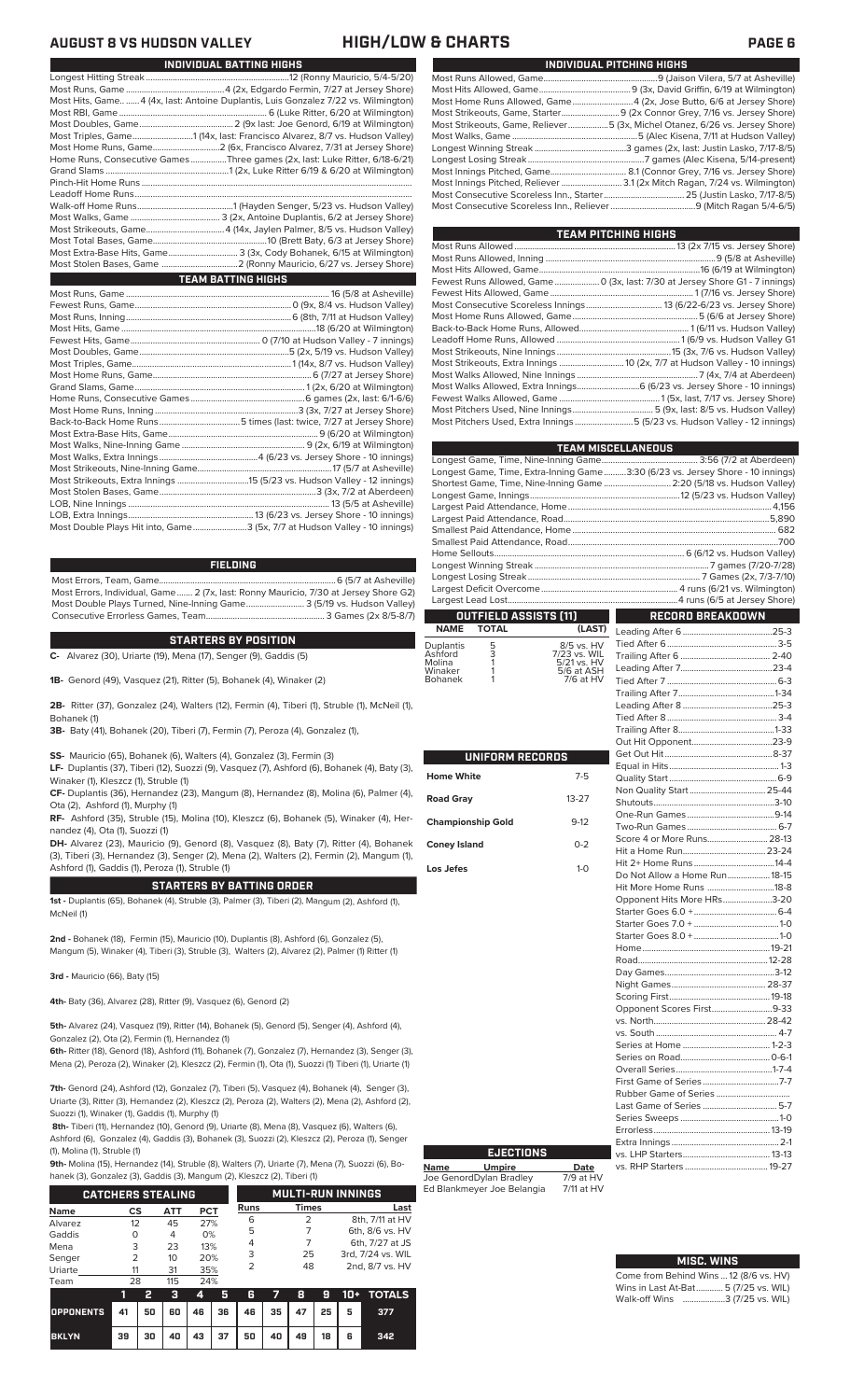# AUGUST 8 VS HUDSON VALLEY — HIGH/LOW & CHARTS

## INDIVIDUAL BATTING HIGHS

| | |
|---|---|
| Longest Hitting Streak | 12 (Ronny Mauricio, 5/4-5/20) |
| Most Runs, Game | 4 (2x, Edgardo Fermin, 7/27 at Jersey Shore) |
| Most Hits, Game | 4 (4x, last: Antoine Duplantis, Luis Gonzalez 7/22 vs. Wilmington) |
| Most RBI, Game | 6 (Luke Ritter, 6/20 at Wilmington) |
| Most Doubles, Game | 2 (9x last: Joe Genord, 6/19 at Wilmington) |
| Most Triples, Game | 1 (14x, last: Francisco Alvarez, 8/7 vs. Hudson Valley) |
| Most Home Runs, Game | 2 (6x, Francisco Alvarez, 7/31 at Jersey Shore) |
| Home Runs, Consecutive Games | Three games (2x, last: Luke Ritter, 6/18-6/21) |
| Grand Slams | 1 (2x, Luke Ritter 6/19 & 6/20 at Wilmington) |
| Pinch-Hit Home Runs | |
| Leadoff Home Runs | |
| Walk-off Home Runs | 1 (Hayden Senger, 5/23 vs. Hudson Valley) |
| Most Walks, Game | 3 (2x, Antoine Duplantis, 6/2 at Jersey Shore) |
| Most Strikeouts, Game | 4 (4x, Jaylen Palmer, 8/5 vs. Hudson Valley) |
| Most Total Bases, Game | 10 (Brett Baty, 6/3 at Jersey Shore) |
| Most Extra-Base Hits, Game | 3 (3x, Cody Bohanek, 6/15 at Wilmington) |
| Most Stolen Bases, Game | 2 (Ronny Mauricio, 6/27 vs. Jersey Shore) |

## TEAM BATTING HIGHS

| | |
|---|---|
| Most Runs, Game | 16 (5/8 at Asheville) |
| Fewest Runs, Game | 0 (9x, 8/4 vs. Hudson Valley) |
| Most Runs, Inning | 6 (8th, 7/11 at Hudson Valley) |
| Most Hits, Game | 18 (6/20 at Wilmington) |
| Fewest Hits, Game | 0 (7/10 at Hudson Valley - 7 innings) |
| Most Doubles, Game | 5 (2x, 5/19 vs. Hudson Valley) |
| Most Triples, Game | 1 (14x, 8/7 vs. Hudson Valley) |
| Most Home Runs, Game | 6 (7/27 at Jersey Shore) |
| Grand Slams, Game | 1 (2x, 6/20 at Wilmington) |
| Home Runs, Consecutive Games | 6 games (2x, last: 6/1-6/6) |
| Most Home Runs, Inning | 3 (3x, 7/27 at Jersey Shore) |
| Back-to-Back Home Runs | 5 times (last: twice, 7/27 at Jersey Shore) |
| Most Extra-Base Hits, Game | 9 (6/20 at Wilmington) |
| Most Walks, Nine-Inning Game | 9 (2x, 6/19 at Wilmington) |
| Most Walks, Extra Innings | 4 (6/23 vs. Jersey Shore - 10 innings) |
| Most Strikeouts, Nine-Inning Game | 17 (5/7 at Asheville) |
| Most Strikeouts, Extra Innings | 15 (5/23 vs. Hudson Valley - 12 innings) |
| Most Stolen Bases, Game | 3 (3x, 7/2 at Aberdeen) |
| LOB, Nine Innings | 13 (5/5 at Asheville) |
| LOB, Extra Innings | 13 (6/23 vs. Jersey Shore - 10 innings) |
| Most Double Plays Hit into, Game | 3 (5x, 7/7 at Hudson Valley - 10 innings) |

## FIELDING

| | |
|---|---|
| Most Errors, Team, Game | 6 (5/7 at Asheville) |
| Most Errors, Individual, Game | 2 (7x, last: Ronny Mauricio, 7/30 at Jersey Shore G2) |
| Most Double Plays Turned, Nine-Inning Game | 3 (5/19 vs. Hudson Valley) |
| Consecutive Errorless Games, Team | 3 Games (2x 8/5-8/7) |

## STARTERS BY POSITION

**C-** Alvarez (30), Uriarte (19), Mena (17), Senger (9), Gaddis (5)

**1B-** Genord (49), Vasquez (21), Ritter (5), Bohanek (4), Winaker (2)

**2B-** Ritter (37), Gonzalez (24), Walters (12), Fermin (4), Tiberi (1), Struble (1), McNeil (1), Bohanek (1)

**3B-** Baty (41), Bohanek (20), Tiberi (7), Fermin (7), Peroza (4), Gonzalez (1),

**SS-** Mauricio (65), Bohanek (6), Walters (4), Gonzalez (3), Fermin (3)

**LF-** Duplantis (37), Tiberi (12), Suozzi (9), Vasquez (7), Ashford (6), Bohanek (4), Baty (3), Winaker (1), Kleszcz (1), Struble (1)

**CF-** Duplantis (36), Hernandez (23), Mangum (8), Hernandez (8), Molina (6), Palmer (4), Ota (2), Ashford (1), Murphy (1)

**RF-** Ashford (35), Struble (15), Molina (10), Kleszcz (6), Bohanek (5), Winaker (4), Hernandez (4), Ota (1), Suozzi (1)

**DH-** Alvarez (23), Mauricio (9), Genord (8), Vasquez (8), Baty (7), Ritter (4), Bohanek (3), Tiberi (3), Hernandez (3), Senger (2), Mena (2), Walters (2), Fermin (2), Mangum (1), Ashford (1), Gaddis (1), Peroza (1), Struble (1)

## STARTERS BY BATTING ORDER

**1st -** Duplantis (65), Bohanek (4), Struble (3), Palmer (3), Tiberi (2), Mangum (2), Ashford (1), McNeil (1)

**2nd -** Bohanek (18), Fermin (15), Mauricio (10), Duplantis (8), Ashford (6), Gonzalez (5), Mangum (5), Winaker (4), Tiberi (3), Struble (3), Walters (2), Alvarez (2), Palmer (1) Ritter (1)

**3rd -** Mauricio (66), Baty (15)

**4th-** Baty (36), Alvarez (28), Ritter (9), Vasquez (6), Genord (2)

**5th-** Alvarez (24), Vasquez (19), Ritter (14), Bohanek (5), Genord (5), Senger (4), Ashford (4), Gonzalez (2), Ota (2), Fermin (1), Hernandez (1)

**6th-** Ritter (18), Genord (18), Ashford (11), Bohanek (7), Gonzalez (7), Hernandez (3), Senger (3), Mena (2), Peroza (2), Winaker (2), Kleszcz (2), Fermin (1), Ota (1), Suozzi (1) Tiberi (1), Uriarte (1)

**7th-** Genord (24), Ashford (12), Gonzalez (7), Tiberi (5), Vasquez (4), Bohanek (4), Senger (3), Uriarte (3), Ritter (3), Hernandez (2), Kleszcz (2), Peroza (2), Walters (2), Mena (2), Ashford (2), Suozzi (1), Winaker (1), Gaddis (1), Murphy (1)

**8th-** Tiberi (11), Hernandez (10), Genord (9), Uriarte (8), Mena (8), Vasquez (6), Walters (6), Ashford (6), Gonzalez (4), Gaddis (4), Bohanek (3), Suozzi (2), Kleszcz (2), Peroza (1), Senger (1), Molina (1), Struble (1)

**9th-** Molina (15), Hernandez (14), Struble (8), Walters (7), Uriarte (7), Mena (7), Suozzi (6), Bohanek (3), Gonzalez (3), Gaddis (3), Mangum (2), Kleszcz (2), Tiberi (1)

## CATCHERS STEALING

| Name | CS | ATT | PCT |
|---|---|---|---|
| Alvarez | 12 | 45 | 27% |
| Gaddis | 0 | 4 | 0% |
| Mena | 3 | 23 | 13% |
| Senger | 2 | 10 | 20% |
| Uriarte | 11 | 31 | 35% |
| Team | 28 | 115 | 24% |

## MULTI-RUN INNINGS

| Runs | Times | Last |
|---|---|---|
| 6 | 2 | 8th, 7/11 at HV |
| 5 | 7 | 6th, 8/6 vs. HV |
| 4 | 7 | 6th, 7/27 at JS |
| 3 | 25 | 3rd, 7/24 vs. WIL |
| 2 | 48 | 2nd, 8/7 vs. HV |

| | 1 | 2 | 3 | 4 | 5 | 6 | 7 | 8 | 9 | 10+ | TOTALS |
|---|---|---|---|---|---|---|---|---|---|---|---|
| OPPONENTS | 41 | 50 | 60 | 46 | 36 | 46 | 35 | 47 | 25 | 5 | 377 |
| BKLYN | 39 | 30 | 40 | 43 | 37 | 50 | 40 | 49 | 18 | 6 | 342 |

## INDIVIDUAL PITCHING HIGHS

| | |
|---|---|
| Most Runs Allowed, Game | 9 (Jaison Vilera, 5/7 at Asheville) |
| Most Hits Allowed, Game | 9 (3x, David Griffin, 6/19 at Wilmington) |
| Most Home Runs Allowed, Game | 4 (2x, Jose Butto, 6/6 at Jersey Shore) |
| Most Strikeouts, Game, Starter | 9 (2x Connor Grey, 7/16 vs. Jersey Shore) |
| Most Strikeouts, Game, Reliever | 5 (3x, Michel Otanez, 6/26 vs. Jersey Shore) |
| Most Walks, Game | 5 (Alec Kisena, 7/11 at Hudson Valley) |
| Longest Winning Streak | 3 games (2x, last: Justin Lasko, 7/17-8/5) |
| Longest Losing Streak | 7 games (Alec Kisena, 5/14-present) |
| Most Innings Pitched, Game | 8.1 (Connor Grey, 7/16 vs. Jersey Shore) |
| Most Innings Pitched, Reliever | 3.1 (2x Mitch Ragan, 7/24 vs. Wilmington) |
| Most Consecutive Scoreless Inn., Starter | 25 (Justin Lasko, 7/17-8/5) |
| Most Consecutive Scoreless Inn., Reliever | 9 (Mitch Ragan 5/4-6/5) |

## TEAM PITCHING HIGHS

| | |
|---|---|
| Most Runs Allowed | 13 (2x 7/15 vs. Jersey Shore) |
| Most Runs Allowed, Inning | 9 (5/8 at Asheville) |
| Most Hits Allowed, Game | 16 (6/19 at Wilmington) |
| Fewest Runs Allowed, Game | 0 (3x, last: 7/30 at Jersey Shore G1 - 7 innings) |
| Fewest Hits Allowed, Game | 1 (7/16 vs. Jersey Shore) |
| Most Consecutive Scoreless Innings | 13 (6/22-6/23 vs. Jersey Shore) |
| Most Home Runs Allowed, Game | 5 (6/6 at Jersey Shore) |
| Back-to-Back Home Runs, Allowed | 1 (6/11 vs. Hudson Valley) |
| Leadoff Home Runs, Allowed | 1 (6/9 vs. Hudson Valley G1 |
| Most Strikeouts, Nine Innings | 15 (3x, 7/6 vs. Hudson Valley) |
| Most Strikeouts, Extra Innings | 10 (2x, 7/7 at Hudson Valley - 10 innings) |
| Most Walks Allowed, Nine Innings | 7 (4x, 7/4 at Aberdeen) |
| Most Walks Allowed, Extra Innings | 6 (6/23 vs. Jersey Shore - 10 innings) |
| Fewest Walks Allowed, Game | 1 (5x, last: 7/17 vs. Jersey Shore) |
| Most Pitchers Used, Nine Innings | 5 (9x, last: 8/5 vs. Hudson Valley) |
| Most Pitchers Used, Extra Innings | 5 (5/23 vs. Hudson Valley - 12 innings) |

## TEAM MISCELLANEOUS

| | |
|---|---|
| Longest Game, Time, Nine-Inning Game | 3:56 (7/2 at Aberdeen) |
| Longest Game, Time, Extra-Inning Game | 3:30 (6/23 vs. Jersey Shore - 10 innings) |
| Shortest Game, Time, Nine-Inning Game | 2:20 (5/18 vs. Hudson Valley) |
| Longest Game, Innings | 12 (5/23 vs. Hudson Valley) |
| Largest Paid Attendance, Home | 4,156 |
| Largest Paid Attendance, Road | 5,890 |
| Smallest Paid Attendance, Home | 682 |
| Smallest Paid Attendance, Road | 700 |
| Home Sellouts | 6 (6/12 vs. Hudson Valley) |
| Longest Winning Streak | 7 games (7/20-7/28) |
| Longest Losing Streak | 7 Games (2x, 7/3-7/10) |
| Largest Deficit Overcome | 4 runs (6/21 vs. Wilmington) |
| Largest Lead Lost | 4 runs (6/5 at Jersey Shore) |

## OUTFIELD ASSISTS (11)

| NAME | TOTAL | (LAST) |
|---|---|---|
| Duplantis | 5 | 8/5 vs. HV |
| Ashford | 3 | 7/23 vs. WIL |
| Molina | 1 | 5/21 vs. HV |
| Winaker | 1 | 5/6 at ASH |
| Bohanek | 1 | 7/6 at HV |

## UNIFORM RECORDS

| | |
|---|---|
| Home White | 7-5 |
| Road Gray | 13-27 |
| Championship Gold | 9-12 |
| Coney Island | 0-2 |
| Los Jefes | 1-0 |

## EJECTIONS

| Name | Umpire | Date |
|---|---|---|
| Joe Genord | Dylan Bradley | 7/9 at HV |
| Ed Blankmeyer | Joe Belangia | 7/11 at HV |

## RECORD BREAKDOWN

| | |
|---|---|
| Leading After 6 | 25-3 |
| Tied After 6 | 3-5 |
| Trailing After 6 | 2-40 |
| Leading After 7 | 23-4 |
| Tied After 7 | 6-3 |
| Trailing After 7 | 1-34 |
| Leading After 8 | 25-3 |
| Tied After 8 | 3-4 |
| Trailing After 8 | 1-33 |
| Out Hit Opponent | 23-9 |
| Get Out Hit | 8-37 |
| Equal in Hits | 1-3 |
| Quality Start | 6-9 |
| Non Quality Start | 25-44 |
| Shutouts | 3-10 |
| One-Run Games | 9-14 |
| Two-Run Games | 6-7 |
| Score 4 or More Runs | 28-13 |
| Hit a Home Run | 23-24 |
| Hit 2+ Home Runs | 14-4 |
| Do Not Allow a Home Run | 18-15 |
| Hit More Home Runs | 18-8 |
| Opponent Hits More HRs | 3-20 |
| Starter Goes 6.0 + | 6-4 |
| Starter Goes 7.0 + | 1-0 |
| Starter Goes 8.0 + | 1-0 |
| Home | 19-21 |
| Road | 12-28 |
| Day Games | 3-12 |
| Night Games | 28-37 |
| Scoring First | 19-18 |
| Opponent Scores First | 9-33 |
| vs. North | 28-42 |
| vs. South | 4-7 |
| Series at Home | 1-2-3 |
| Series on Road | 0-6-1 |
| Overall Series | 1-7-4 |
| First Game of Series | 7-7 |
| Rubber Game of Series | |
| Last Game of Series | 5-7 |
| Series Sweeps | 1-0 |
| Errorless | 13-19 |
| Extra Innings | 2-1 |
| vs. LHP Starters | 13-13 |
| vs. RHP Starters | 19-27 |

## MISC. WINS

| | |
|---|---|
| Come from Behind Wins | 12 (8/6 vs. HV) |
| Wins in Last At-Bat | 5 (7/25 vs. WIL) |
| Walk-off Wins | 3 (7/25 vs. WIL) |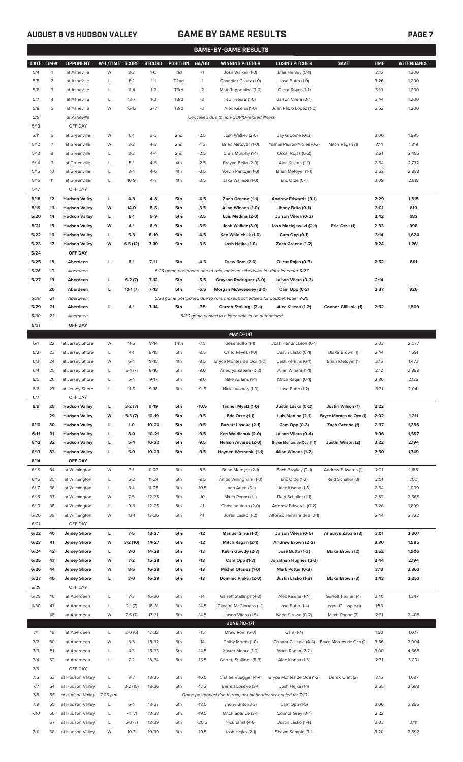AUGUST 8 VS HUDSON VALLEY

# GAME BY GAME RESULTS

## GAME-BY-GAME RESULTS

| DATE | GM # | OPPONENT | W-L/TIME | SCORE | RECORD | POSITION | GA/GB | WINNING PITCHER | LOSING PITCHER | SAVE | TIME | ATTENDANCE |
|---|---|---|---|---|---|---|---|---|---|---|---|---|
| 5/4 | 1 | at Asheville | W | 8-2 | 1-0 | T1st | +1 | Josh Walker (1-0) | Blair Henley (0-1) | | 3:16 | 1,200 |
| 5/5 | 2 | at Asheville | L | 6-1 | 1-1 | T2nd | -1 | Chandler Casey (1-0) | Jose Butto (1-0) | | 3:26 | 1,200 |
| 5/6 | 3 | at Asheville | L | 11-4 | 1-2 | T3rd | -2 | Matt Ruppenthal (1-0) | Oscar Rojas (0-1) | | 3:10 | 1,200 |
| 5/7 | 4 | at Asheville | L | 13-7 | 1-3 | T3rd | -3 | R.J. Freure (1-0) | Jaison Vilera (0-1) | | 3:44 | 1,200 |
| 5/8 | 5 | at Asheville | W | 16-12 | 2-3 | T3rd | -3 | Alec Kisena (1-0) | Juan Pablo Lopez (1-0) | | 3:52 | 1,200 |
| 5/9 | | at Asheville | | | | | | Cancelled due to non-COVID-related illness | | | | |
| 5/10 | | OFF DAY | | | | | | | | | | |
| 5/11 | 6 | at Greenville | W | 6-1 | 3-3 | 2nd | -2.5 | Josh Walker (2-0) | Jay Groome (0-2) | | 3:00 | 1,995 |
| 5/12 | 7 | at Greenville | W | 3-2 | 4-3 | 2nd | -1.5 | Brian Metoyer (1-0) | Yusniel Padron-Artilles (0-2) | Mitch Ragan (1) | 3:14 | 1,819 |
| 5/13 | 8 | at Greenville | L | 8-2 | 4-4 | 2nd | -2.5 | Chris Murphy (1-1) | Oscar Rojas (0-2) | | 3:21 | 2,485 |
| 5/14 | 9 | at Greenville | L | 5-1 | 4-5 | 4th | -2.5 | Brayan Bello (2-0) | Alec Kisena (1-1) | | 2:54 | 2,732 |
| 5/15 | 10 | at Greenville | L | 8-4 | 4-6 | 4th | -3.5 | Yorvin Pantoja (1-0) | Brian Metoyer (1-1) | | 2:52 | 2,883 |
| 5/16 | 11 | at Greenville | L | 10-9 | 4-7 | 4th | -3.5 | Jake Wallace (1-0) | Eric Orze (0-1) | | 3:09 | 2,818 |
| 5/17 | | OFF DAY | | | | | | | | | | |
| **5/18** | **12** | **Hudson Valley** | **L** | **4-3** | **4-8** | **5th** | **-4.5** | **Zach Greene (1-1)** | **Andrew Edwards (0-1)** | | **2:29** | **1,315** |
| **5/19** | **13** | **Hudson Valley** | **W** | **14-0** | **5-8** | **5th** | **-3.5** | **Allan Winans (1-0)** | **Jhony Brito (0-1)** | | **3:01** | **810** |
| **5/20** | **14** | **Hudson Valley** | **L** | **6-1** | **5-9** | **5th** | **-3.5** | **Luis Medina (2-0)** | **Jaison Vilera (0-2)** | | **2:42** | **682** |
| **5/21** | **15** | **Hudson Valley** | **W** | **4-1** | **6-9** | **5th** | **-3.5** | **Josh Walker (3-0)** | **Josh Maciejewski (2-1)** | **Eric Orze (1)** | **2:33** | **998** |
| **5/22** | **16** | **Hudson Valley** | **L** | **5-3** | **6-10** | **5th** | **-4.5** | **Ken Waldichuk (1-0)** | **Cam Opp (0-1)** | | **3:14** | **1,624** |
| **5/23** | **17** | **Hudson Valley** | **W** | **6-5 (12)** | **7-10** | **5th** | **-3.5** | **Josh Hejka (1-0)** | **Zach Greene (1-2)** | | **3:24** | **1,261** |
| **5/24** | | **OFF DAY** | | | | | | | | | | |
| **5/25** | **18** | **Aberdeen** | **L** | **8-1** | **7-11** | **5th** | **-4.5** | **Drew Rom (2-0)** | **Oscar Rojas (0-3)** | | **2:52** | **861** |
| 5/26 | 19 | Aberdeen | | | | | | 5/26 game postponed due to rain, makeup scheduled for doubleheader 5/27 | | | | |
| **5/27** | **19** | **Aberdeen** | **L** | **6-2 (7)** | **7-12** | **5th** | **-5.5** | **Grayson Rodriguez (3-0)** | **Jaison Vilera (0-3)** | | **2:14** | |
| | **20** | **Aberdeen** | **L** | **10-1 (7)** | **7-13** | **5th** | **-6.5** | **Morgan McSweeney (2-0)** | **Cam Opp (0-2)** | | **2:37** | **926** |
| 5/28 | 21 | Aberdeen | | | | | | 5/28 game postponed due to rain, makeup scheduled for doubleheader 8/25 | | | | |
| **5/29** | **21** | **Aberdeen** | **L** | **4-1** | **7-14** | **5th** | **-7.5** | **Garrett Stallings (3-1)** | **Alec Kisena (1-2)** | **Connor Gillispie (1)** | **2:52** | **1,509** |
| 5/30 | 22 | Aberdeen | | | | | | 5/30 game posted to a later date to be determined | | | | |
| **5/31** | | **OFF DAY** | | | | | | | | | | |
| | | | | | | | | **MAY [7-14]** | | | | |
| 6/1 | 22 | at Jersey Shore | W | 11-5 | 8-14 | T4th | -7.5 | Jose Butto (1-1) | Josh Hendrickson (0-1) | | 3:03 | 2,077 |
| 6/2 | 23 | at Jersey Shore | L | 4-1 | 8-15 | 5th | -8.5 | Carlo Reyes (1-0) | Justin Lasko (0-1) | Blake Brown (1) | 2:44 | 1,591 |
| 6/3 | 24 | at Jersey Shore | W | 6-4 | 9-15 | 4th | -8.5 | Bryce Montes de Oca (1-0) | Jack Perkins (0-1) | Brian Metoyer (1) | 3:15 | 1,473 |
| 6/4 | 25 | at Jersey Shore | L | 5-4 (7) | 9-16 | 5th | -9.0 | Aneurys Zabala (2-2) | Allan Winans (1-1) | | 2:12 | 2,399 |
| 6/5 | 26 | at Jersey Shore | L | 5-4 | 9-17 | 5th | -9.0 | Mike Adams (1-1) | Mitch Ragan (0-1) | | 2:36 | 2,122 |
| 6/6 | 27 | at Jersey Shore | L | 11-6 | 9-18 | 5th | -9..5 | Nick Lackney (1-0) | Jose Butto (1-2) | | 3:31 | 2,041 |
| 6/7 | | OFF DAY | | | | | | | | | | |
| **6/9** | **28** | **Hudson Valley** | **L** | **3-2 (7)** | **9-19** | **5th** | **-10.5** | **Tanner Myatt (1-0)** | **Justin Lasko (0-2)** | **Justin Wilson (1)** | **2:22** | |
| | **29** | **Hudson Valley** | **W** | **5-3 (7)** | **10-19** | **5th** | **-9.5** | **Eric Orze (1-1)** | **Luis Medina (2-1)** | **Bryce Montes de Oca (1)** | **2:02** | **1,211** |
| **6/10** | **30** | **Hudson Valley** | **L** | **1-0** | **10-20** | **5th** | **-9.5** | **Barrett Loseke (2-1)** | **Cam Opp (0-3)** | **Zach Greene (1)** | **2:37** | **1,396** |
| **6/11** | **31** | **Hudson Valley** | **L** | **8-0** | **10-21** | **5th** | **-9.5** | **Ken Waldichuk (2-0)** | **Jaison Vilera (0-4)** | | **3:06** | **1,597** |
| **6/12** | **32** | **Hudson Valley** | **L** | **5-4** | **10-22** | **5th** | **-9.5** | **Nelson Alvarez (2-0)** | **Bryce Montes de Oca (1-1)** | **Justin Wilson (2)** | **3:22** | **2,194** |
| **6/13** | **33** | **Hudson Valley** | **L** | **5-0** | **10-23** | **5th** | **-9.5** | **Hayden Wesneski (1-1)** | **Allan Winans (1-2)** | | **2:50** | **1,749** |
| **6/14** | | **OFF DAY** | | | | | | | | | | |
| 6/15 | 34 | at Wilmington | W | 3-1 | 11-23 | 5th | -8.5 | Brian Metoyer (2-1) | Zach Brzykcy (2-1) | Andrew Edwards (1) | 2:21 | 1,188 |
| 6/16 | 35 | at Wilmington | L | 5-2 | 11-24 | 5th | -9.5 | Amos Willingham (1-0) | Eric Orze (1-2) | Reid Schaller (3) | 2:51 | 700 |
| 6/17 | 36 | at Wilmington | L | 8-4 | 11-25 | 5th | -10.5 | Joan Adon (3-1) | Alec Kisena (1-3) | | 2:54 | 1,009 |
| 6/18 | 37 | at Wilmington | W | 7-5 | 12-25 | 5th | -10 | Mitch Ragan (1-1) | Reid Schaller (1-1) | | 2:52 | 2,565 |
| 6/19 | 38 | at Wilmington | L | 9-8 | 12-26 | 5th | -11 | Christian Vann (2-0) | Andrew Edwards (0-2) | | 3:26 | 1,899 |
| 6/20 | 39 | at Wilmington | W | 13-1 | 13-26 | 5th | -11 | Justin Lasko (1-2) | Alfonso Hernanndez (0-1) | | 2:44 | 2,722 |
| 6/21 | | OFF DAY | | | | | | | | | | |
| **6/22** | **40** | **Jersey Shore** | **L** | **7-5** | **13-27** | **5th** | **-12** | **Manuel Silva (1-0)** | **Jaison Vilera (0-5)** | **Aneurys Zabala (3)** | **3:01** | **2,307** |
| **6/23** | **41** | **Jersey Shore** | **W** | **3-2 (10)** | **14-27** | **5th** | **-12** | **Mitch Ragan (2-1)** | **Andrew Brown (2-2)** | | **3:30** | **1,595** |
| **6/24** | **42** | **Jersey Shore** | **L** | **3-0** | **14-28** | **5th** | **-13** | **Kevin Gowdy (2-3)** | **Jose Butto (1-3)** | **Blake Brown (2)** | **2:52** | **1,906** |
| **6/25** | **43** | **Jersey Shore** | **W** | **7-2** | **15-28** | **5th** | **-13** | **Cam Opp (1-3)** | **Jonathan Hughes (2-3)** | | **2:44** | **2,194** |
| **6/26** | **44** | **Jersey Shore** | **W** | **8-5** | **16-28** | **5th** | **-13** | **Michel Otanez (1-0)** | **Mark Potter (0-2)** | | **3:13** | **2,363** |
| **6/27** | **45** | **Jersey Shore** | **L** | **3-0** | **16-29** | **5th** | **-13** | **Dominic Pipkin (2-0)** | **Justin Lasko (1-3)** | **Blake Brown (3)** | **2:43** | **2,253** |
| 6/28 | | OFF DAY | | | | | | | | | | |
| 6/29 | 46 | at Aberdeen | L | 7-3 | 16-30 | 5th | -14 | Garrett Stallings (4-3) | Alec Kisena (1-4) | Garrett Farmer (4) | 2:40 | 1,347 |
| 6/30 | 47 | at Aberdeen | L | 2-1 (7) | 16-31 | 5th | -14.5 | Clayton McGinness (1-1) | Jose Butto (1-4) | Logan Gillaspie (1) | 1:53 | |
| | 48 | at Aberdeen | W | 7-6 (7) | 17-31 | 5th | -14.5 | Jaison Vilera (1-5) | Kade Strowd (0-2) | Mitch Ragan (2) | 2:31 | 2,405 |
| | | | | | | | | **JUNE [10-17]** | | | | |
| 7/1 | 49 | at Aberdeen | L | 2-0 (6) | 17-32 | 5th | -15 | Drew Rom (5-0) | Cam (1-4) | | 1:50 | 1,077 |
| 7/2 | 50 | at Aberdeen | W | 6-5 | 18-32 | 5th | -14 | Colby Morris (1-0) | Connor Gillispie (4-4) | Bryce Montes de Oca (2) | 3:56 | 2,004 |
| 7/3 | 51 | at Aberdeen | L | 4-3 | 18-33 | 5th | -14.5 | Xavier Moore (1-0) | Mitch Ragan (2-2) | | 3:00 | 4,668 |
| 7/4 | 52 | at Aberdeen | L | 7-2 | 18-34 | 5th | -15.5 | Garrett Stallings (5-3) | Alec Kisena (1-5) | | 2:31 | 3,001 |
| 7/5 | | OFF DAY | | | | | | | | | | |
| 7/6 | 53 | at Hudson Valley | L | 9-7 | 18-35 | 5th | -16.5 | Charlie Ruegger (4-4) | Bryce Montes de Oca (1-2) | Derek Craft (2) | 3:15 | 1,687 |
| 7/7 | 54 | at Hudson Valley | L | 3-2 (10) | 18-36 | 5th | -17.5 | Barrett Loseke (3-1) | Josh Hejka (1-1) | | 2:55 | 2,688 |
| 7/8 | 55 | at Hudson Valley | 7:05 p.m. | | | | | Game postponed due to rain, doubleheader scheduled for 7/10 | | | | |
| 7/9 | 55 | at Hudson Valley | L | 6-4 | 18-37 | 5th | -18.5 | Jhony Brito (3-3) | Cam Opp (1-5) | | 3:06 | 3,896 |
| 7/10 | 56 | at Hudson Valley | L | 7-1 (7) | 18-38 | 5th | -19.5 | Mitch Spence (3-1) | Connor Grey (0-1) | | 2:22 | |
| | 57 | at Hudson Valley | L | 5-0 (7) | 18-39 | 5th | -20.5 | Nick Ernst (4-0) | Justin Lasko (1-4) | | 2:03 | 3,111 |
| 7/11 | 58 | at Hudson Valley | W | 10-3 | 19-39 | 5th | -19.5 | Josh Hejka (2-1) | Shawn Semple (3-1) | | 3:20 | 2,892 |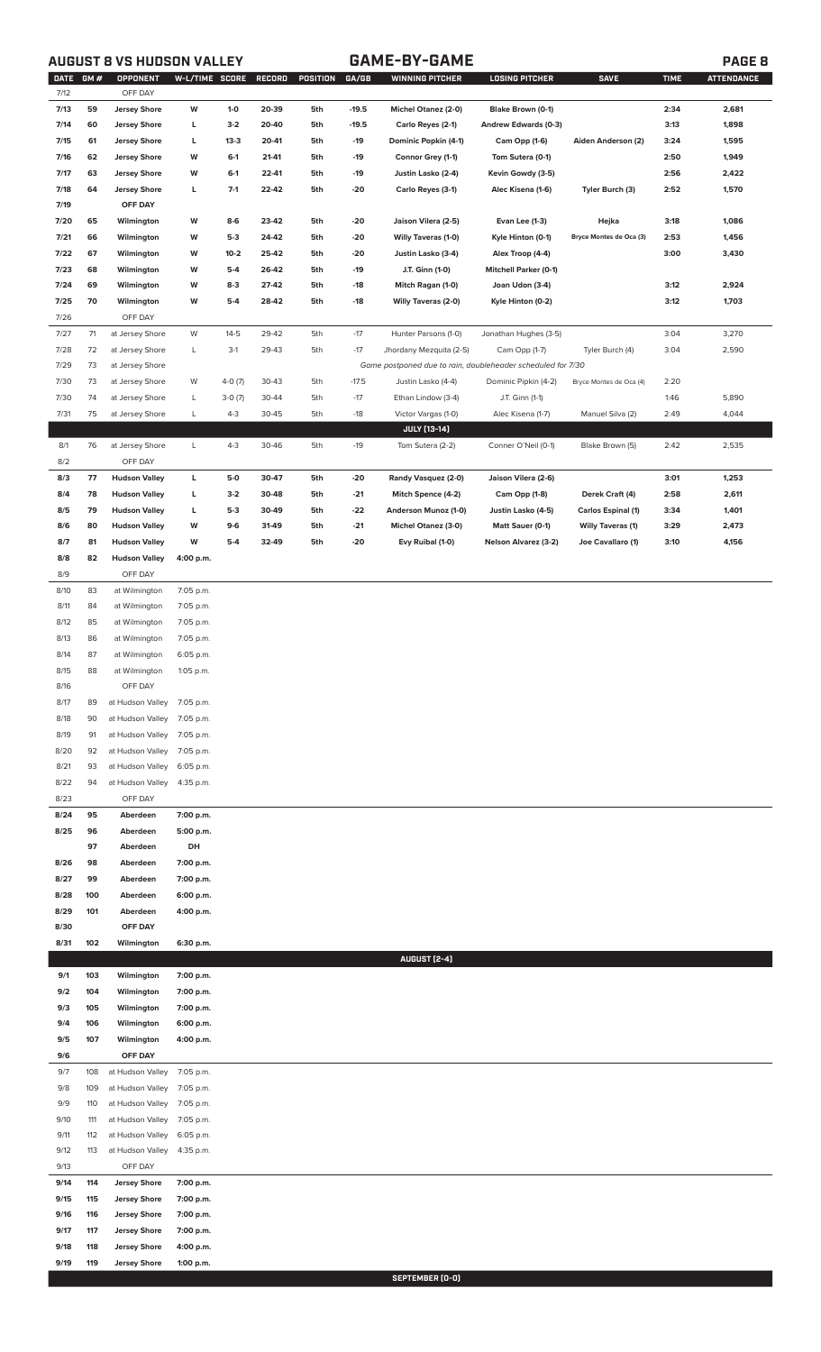## AUGUST 8 VS HUDSON VALLEY — GAME-BY-GAME

| DATE | GM # | OPPONENT | W-L/TIME | SCORE | RECORD | POSITION | GA/GB | WINNING PITCHER | LOSING PITCHER | SAVE | TIME | ATTENDANCE |
|---|---|---|---|---|---|---|---|---|---|---|---|---|
| 7/12 | | OFF DAY | | | | | | | | | | |
| 7/13 | 59 | Jersey Shore | W | 1-0 | 20-39 | 5th | -19.5 | Michel Otanez (2-0) | Blake Brown (0-1) | | 2:34 | 2,681 |
| 7/14 | 60 | Jersey Shore | L | 3-2 | 20-40 | 5th | -19.5 | Carlo Reyes (2-1) | Andrew Edwards (0-3) | | 3:13 | 1,898 |
| 7/15 | 61 | Jersey Shore | L | 13-3 | 20-41 | 5th | -19 | Dominic Popkin (4-1) | Cam Opp (1-6) | Aiden Anderson (2) | 3:24 | 1,595 |
| 7/16 | 62 | Jersey Shore | W | 6-1 | 21-41 | 5th | -19 | Connor Grey (1-1) | Tom Sutera (0-1) | | 2:50 | 1,949 |
| 7/17 | 63 | Jersey Shore | W | 6-1 | 22-41 | 5th | -19 | Justin Lasko (2-4) | Kevin Gowdy (3-5) | | 2:56 | 2,422 |
| 7/18 | 64 | Jersey Shore | L | 7-1 | 22-42 | 5th | -20 | Carlo Reyes (3-1) | Alec Kisena (1-6) | Tyler Burch (3) | 2:52 | 1,570 |
| 7/19 | | OFF DAY | | | | | | | | | | |
| 7/20 | 65 | Wilmington | W | 8-6 | 23-42 | 5th | -20 | Jaison Vilera (2-5) | Evan Lee (1-3) | Hejka | 3:18 | 1,086 |
| 7/21 | 66 | Wilmington | W | 5-3 | 24-42 | 5th | -20 | Willy Taveras (1-0) | Kyle Hinton (0-1) | Bryce Montes de Oca (3) | 2:53 | 1,456 |
| 7/22 | 67 | Wilmington | W | 10-2 | 25-42 | 5th | -20 | Justin Lasko (3-4) | Alex Troop (4-4) | | 3:00 | 3,430 |
| 7/23 | 68 | Wilmington | W | 5-4 | 26-42 | 5th | -19 | J.T. Ginn (1-0) | Mitchell Parker (0-1) | | | |
| 7/24 | 69 | Wilmington | W | 8-3 | 27-42 | 5th | -18 | Mitch Ragan (1-0) | Joan Udon (3-4) | | 3:12 | 2,924 |
| 7/25 | 70 | Wilmington | W | 5-4 | 28-42 | 5th | -18 | Willy Taveras (2-0) | Kyle Hinton (0-2) | | 3:12 | 1,703 |
| 7/26 | | OFF DAY | | | | | | | | | | |
| 7/27 | 71 | at Jersey Shore | W | 14-5 | 29-42 | 5th | -17 | Hunter Parsons (1-0) | Jonathan Hughes (3-5) | | 3:04 | 3,270 |
| 7/28 | 72 | at Jersey Shore | L | 3-1 | 29-43 | 5th | -17 | Jhordany Mezquita (2-5) | Cam Opp (1-7) | Tyler Burch (4) | 3:04 | 2,590 |
| 7/29 | 73 | at Jersey Shore | | | | | | Game postponed due to rain, doubleheader scheduled for 7/30 | | | | |
| 7/30 | 73 | at Jersey Shore | W | 4-0 (7) | 30-43 | 5th | -17.5 | Justin Lasko (4-4) | Dominic Pipkin (4-2) | Bryce Montes de Oca (4) | 2:20 | |
| 7/30 | 74 | at Jersey Shore | L | 3-0 (7) | 30-44 | 5th | -17 | Ethan Lindow (3-4) | J.T. Ginn (1-1) | | 1:46 | 5,890 |
| 7/31 | 75 | at Jersey Shore | L | 4-3 | 30-45 | 5th | -18 | Victor Vargas (1-0) | Alec Kisena (1-7) | Manuel Silva (2) | 2:49 | 4,044 |
| | | | | | | | | JULY (13-14) | | | | |
| 8/1 | 76 | at Jersey Shore | L | 4-3 | 30-46 | 5th | -19 | Tom Sutera (2-2) | Conner O'Neil (0-1) | Blake Brown (5) | 2:42 | 2,535 |
| 8/2 | | OFF DAY | | | | | | | | | | |
| 8/3 | 77 | Hudson Valley | L | 5-0 | 30-47 | 5th | -20 | Randy Vasquez (2-0) | Jaison Vilera (2-6) | | 3:01 | 1,253 |
| 8/4 | 78 | Hudson Valley | L | 3-2 | 30-48 | 5th | -21 | Mitch Spence (4-2) | Cam Opp (1-8) | Derek Craft (4) | 2:58 | 2,611 |
| 8/5 | 79 | Hudson Valley | L | 5-3 | 30-49 | 5th | -22 | Anderson Munoz (1-0) | Justin Lasko (4-5) | Carlos Espinal (1) | 3:34 | 1,401 |
| 8/6 | 80 | Hudson Valley | W | 9-6 | 31-49 | 5th | -21 | Michel Otanez (3-0) | Matt Sauer (0-1) | Willy Taveras (1) | 3:29 | 2,473 |
| 8/7 | 81 | Hudson Valley | W | 5-4 | 32-49 | 5th | -20 | Evy Ruibal (1-0) | Nelson Alvarez (3-2) | Joe Cavallaro (1) | 3:10 | 4,156 |
| 8/8 | 82 | Hudson Valley | 4:00 p.m. | | | | | | | | | |
| 8/9 | | OFF DAY | | | | | | | | | | |
| 8/10 | 83 | at Wilmington | 7:05 p.m. | | | | | | | | | |
| 8/11 | 84 | at Wilmington | 7:05 p.m. | | | | | | | | | |
| 8/12 | 85 | at Wilmington | 7:05 p.m. | | | | | | | | | |
| 8/13 | 86 | at Wilmington | 7:05 p.m. | | | | | | | | | |
| 8/14 | 87 | at Wilmington | 6:05 p.m. | | | | | | | | | |
| 8/15 | 88 | at Wilmington | 1:05 p.m. | | | | | | | | | |
| 8/16 | | OFF DAY | | | | | | | | | | |
| 8/17 | 89 | at Hudson Valley | 7:05 p.m. | | | | | | | | | |
| 8/18 | 90 | at Hudson Valley | 7:05 p.m. | | | | | | | | | |
| 8/19 | 91 | at Hudson Valley | 7:05 p.m. | | | | | | | | | |
| 8/20 | 92 | at Hudson Valley | 7:05 p.m. | | | | | | | | | |
| 8/21 | 93 | at Hudson Valley | 6:05 p.m. | | | | | | | | | |
| 8/22 | 94 | at Hudson Valley | 4:35 p.m. | | | | | | | | | |
| 8/23 | | OFF DAY | | | | | | | | | | |
| 8/24 | 95 | Aberdeen | 7:00 p.m. | | | | | | | | | |
| 8/25 | 96 | Aberdeen | 5:00 p.m. | | | | | | | | | |
| | 97 | Aberdeen | DH | | | | | | | | | |
| 8/26 | 98 | Aberdeen | 7:00 p.m. | | | | | | | | | |
| 8/27 | 99 | Aberdeen | 7:00 p.m. | | | | | | | | | |
| 8/28 | 100 | Aberdeen | 6:00 p.m. | | | | | | | | | |
| 8/29 | 101 | Aberdeen | 4:00 p.m. | | | | | | | | | |
| 8/30 | | OFF DAY | | | | | | | | | | |
| 8/31 | 102 | Wilmington | 6:30 p.m. | | | | | | | | | |
| | | | | | | | | AUGUST (2-4) | | | | |
| 9/1 | 103 | Wilmington | 7:00 p.m. | | | | | | | | | |
| 9/2 | 104 | Wilmington | 7:00 p.m. | | | | | | | | | |
| 9/3 | 105 | Wilmington | 7:00 p.m. | | | | | | | | | |
| 9/4 | 106 | Wilmington | 6:00 p.m. | | | | | | | | | |
| 9/5 | 107 | Wilmington | 4:00 p.m. | | | | | | | | | |
| 9/6 | | OFF DAY | | | | | | | | | | |
| 9/7 | 108 | at Hudson Valley | 7:05 p.m. | | | | | | | | | |
| 9/8 | 109 | at Hudson Valley | 7:05 p.m. | | | | | | | | | |
| 9/9 | 110 | at Hudson Valley | 7:05 p.m. | | | | | | | | | |
| 9/10 | 111 | at Hudson Valley | 7:05 p.m. | | | | | | | | | |
| 9/11 | 112 | at Hudson Valley | 6:05 p.m. | | | | | | | | | |
| 9/12 | 113 | at Hudson Valley | 4:35 p.m. | | | | | | | | | |
| 9/13 | | OFF DAY | | | | | | | | | | |
| 9/14 | 114 | Jersey Shore | 7:00 p.m. | | | | | | | | | |
| 9/15 | 115 | Jersey Shore | 7:00 p.m. | | | | | | | | | |
| 9/16 | 116 | Jersey Shore | 7:00 p.m. | | | | | | | | | |
| 9/17 | 117 | Jersey Shore | 7:00 p.m. | | | | | | | | | |
| 9/18 | 118 | Jersey Shore | 4:00 p.m. | | | | | | | | | |
| 9/19 | 119 | Jersey Shore | 1:00 p.m. | | | | | | | | | |
| | | | | | | | | SEPTEMBER (0-0) | | | | |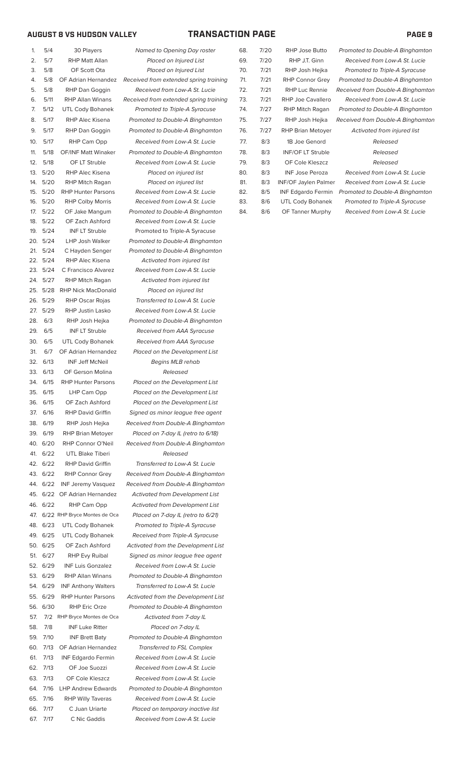## TRANSACTION PAGE

| | | | |
|---|---|---|---|
| 1. | 5/4 | 30 Players | *Named to Opening Day roster* |
| 2. | 5/7 | RHP Matt Allan | *Placed on Injured List* |
| 3. | 5/8 | OF Scott Ota | *Placed on Injured List* |
| 4. | 5/8 | OF Adrian Hernandez | *Received from extended spring training* |
| 5. | 5/8 | RHP Dan Goggin | *Received from Low-A St. Lucie* |
| 6. | 5/11 | RHP Allan Winans | *Received from extended spring training* |
| 7. | 5/12 | UTL Cody Bohanek | *Promoted to Triple-A Syracuse* |
| 8. | 5/17 | RHP Alec Kisena | *Promoted to Double-A Binghamton* |
| 9. | 5/17 | RHP Dan Goggin | *Promoted to Double-A Binghamton* |
| 10. | 5/17 | RHP Cam Opp | *Received from Low-A St. Lucie* |
| 11. | 5/18 | OF/INF Matt Winaker | *Promoted to Double-A Binghamton* |
| 12. | 5/18 | OF LT Struble | *Received from Low-A St. Lucie* |
| 13. | 5/20 | RHP Alec Kisena | *Placed on injured list* |
| 14. | 5/20 | RHP Mitch Ragan | *Placed on injured list* |
| 15. | 5/20 | RHP Hunter Parsons | *Received from Low-A St. Lucie* |
| 16. | 5/20 | RHP Colby Morris | *Received from Low-A St. Lucie* |
| 17. | 5/22 | OF Jake Mangum | *Promoted to Double-A Binghamton* |
| 18. | 5/22 | OF Zach Ashford | *Received from Low-A St. Lucie* |
| 19. | 5/24 | INF LT Struble | Promoted to Triple-A Syracuse |
| 20. | 5/24 | LHP Josh Walker | *Promoted to Double-A Binghamton* |
| 21. | 5/24 | C Hayden Senger | *Promoted to Double-A Binghamton* |
| 22. | 5/24 | RHP Alec Kisena | *Activated from injured list* |
| 23. | 5/24 | C Francisco Alvarez | *Received from Low-A St. Lucie* |
| 24. | 5/27 | RHP Mitch Ragan | *Activated from injured list* |
| 25. | 5/28 | RHP Nick MacDonald | *Placed on injured list* |
| 26. | 5/29 | RHP Oscar Rojas | *Transferred to Low-A St. Lucie* |
| 27. | 5/29 | RHP Justin Lasko | *Received from Low-A St. Lucie* |
| 28. | 6/3 | RHP Josh Hejka | *Promoted to Double-A Binghamton* |
| 29. | 6/5 | INF LT Struble | *Received from AAA Syracuse* |
| 30. | 6/5 | UTL Cody Bohanek | *Received from AAA Syracuse* |
| 31. | 6/7 | OF Adrian Hernandez | *Placed on the Development List* |
| 32. | 6/13 | INF Jeff McNeil | *Begins MLB rehab* |
| 33. | 6/13 | OF Gerson Molina | *Released* |
| 34. | 6/15 | RHP Hunter Parsons | *Placed on the Development List* |
| 35. | 6/15 | LHP Cam Opp | *Placed on the Development List* |
| 36. | 6/15 | OF Zach Ashford | *Placed on the Development List* |
| 37. | 6/16 | RHP David Griffin | *Signed as minor league free agent* |
| 38. | 6/19 | RHP Josh Hejka | *Received from Double-A Binghamton* |
| 39. | 6/19 | RHP Brian Metoyer | *Placed on 7-day IL (retro to 6/18)* |
| 40. | 6/20 | RHP Connor O'Neil | *Received from Double-A Binghamton* |
| 41. | 6/22 | UTL Blake Tiberi | *Released* |
| 42. | 6/22 | RHP David Griffin | *Transferred to Low-A St. Lucie* |
| 43. | 6/22 | RHP Connor Grey | *Received from Double-A Binghamton* |
| 44. | 6/22 | INF Jeremy Vasquez | *Received from Double-A Binghamton* |
| 45. | 6/22 | OF Adrian Hernandez | *Activated from Development List* |
| 46. | 6/22 | RHP Cam Opp | *Activated from Development List* |
| 47. | 6/22 | RHP Bryce Montes de Oca | *Placed on 7-day IL (retro to 6/21)* |
| 48. | 6/23 | UTL Cody Bohanek | *Promoted to Triple-A Syracuse* |
| 49. | 6/25 | UTL Cody Bohanek | *Received from Triple-A Syracuse* |
| 50. | 6/25 | OF Zach Ashford | *Activated from the Development List* |
| 51. | 6/27 | RHP Evy Ruibal | *Signed as minor league free agent* |
| 52. | 6/29 | INF Luis Gonzalez | *Received from Low-A St. Lucie* |
| 53. | 6/29 | RHP Allan Winans | *Promoted to Double-A Binghamton* |
| 54. | 6/29 | INF Anthony Walters | *Transferred to Low-A St. Lucie* |
| 55. | 6/29 | RHP Hunter Parsons | *Activated from the Development List* |
| 56. | 6/30 | RHP Eric Orze | *Promoted to Double-A Binghamton* |
| 57. | 7/2 | RHP Bryce Montes de Oca | *Activated from 7-day IL* |
| 58. | 7/8 | INF Luke Ritter | *Placed on 7-day IL* |
| 59. | 7/10 | INF Brett Baty | *Promoted to Double-A Binghamton* |
| 60. | 7/13 | OF Adrian Hernandez | *Transferred to FSL Complex* |
| 61. | 7/13 | INF Edgardo Fermin | *Received from Low-A St. Lucie* |
| 62. | 7/13 | OF Joe Suozzi | *Received from Low-A St. Lucie* |
| 63. | 7/13 | OF Cole Kleszcz | *Received from Low-A St. Lucie* |
| 64. | 7/16 | LHP Andrew Edwards | *Promoted to Double-A Binghamton* |
| 65. | 7/16 | RHP Willy Taveras | *Received from Low-A St. Lucie* |
| 66. | 7/17 | C Juan Uriarte | *Placed on temporary inactive list* |
| 67. | 7/17 | C Nic Gaddis | *Received from Low-A St. Lucie* |
| 68. | 7/20 | RHP Jose Butto | *Promoted to Double-A Binghamton* |
| 69. | 7/20 | RHP J.T. Ginn | *Received from Low-A St. Lucie* |
| 70. | 7/21 | RHP Josh Hejka | *Promoted to Triple-A Syracuse* |
| 71. | 7/21 | RHP Connor Grey | *Promoted to Double-A Binghamton* |
| 72. | 7/21 | RHP Luc Rennie | *Received from Double-A Binghamton* |
| 73. | 7/21 | RHP Joe Cavallero | *Received from Low-A St. Lucie* |
| 74. | 7/27 | RHP Mitch Ragan | *Promoted to Double-A Binghamton* |
| 75. | 7/27 | RHP Josh Hejka | *Received from Double-A Binghamton* |
| 76. | 7/27 | RHP Brian Metoyer | *Activated from injured list* |
| 77. | 8/3 | 1B Joe Genord | *Released* |
| 78. | 8/3 | INF/OF LT Struble | *Released* |
| 79. | 8/3 | OF Cole Kleszcz | *Released* |
| 80. | 8/3 | INF Jose Peroza | *Received from Low-A St. Lucie* |
| 81. | 8/3 | INF/OF Jaylen Palmer | *Received from Low-A St. Lucie* |
| 82. | 8/5 | INF Edgardo Fermin | *Promoted to Double-A Binghamton* |
| 83. | 8/6 | UTL Cody Bohanek | *Promoted to Triple-A Syracuse* |
| 84. | 8/6 | OF Tanner Murphy | *Received from Low-A St. Lucie* |